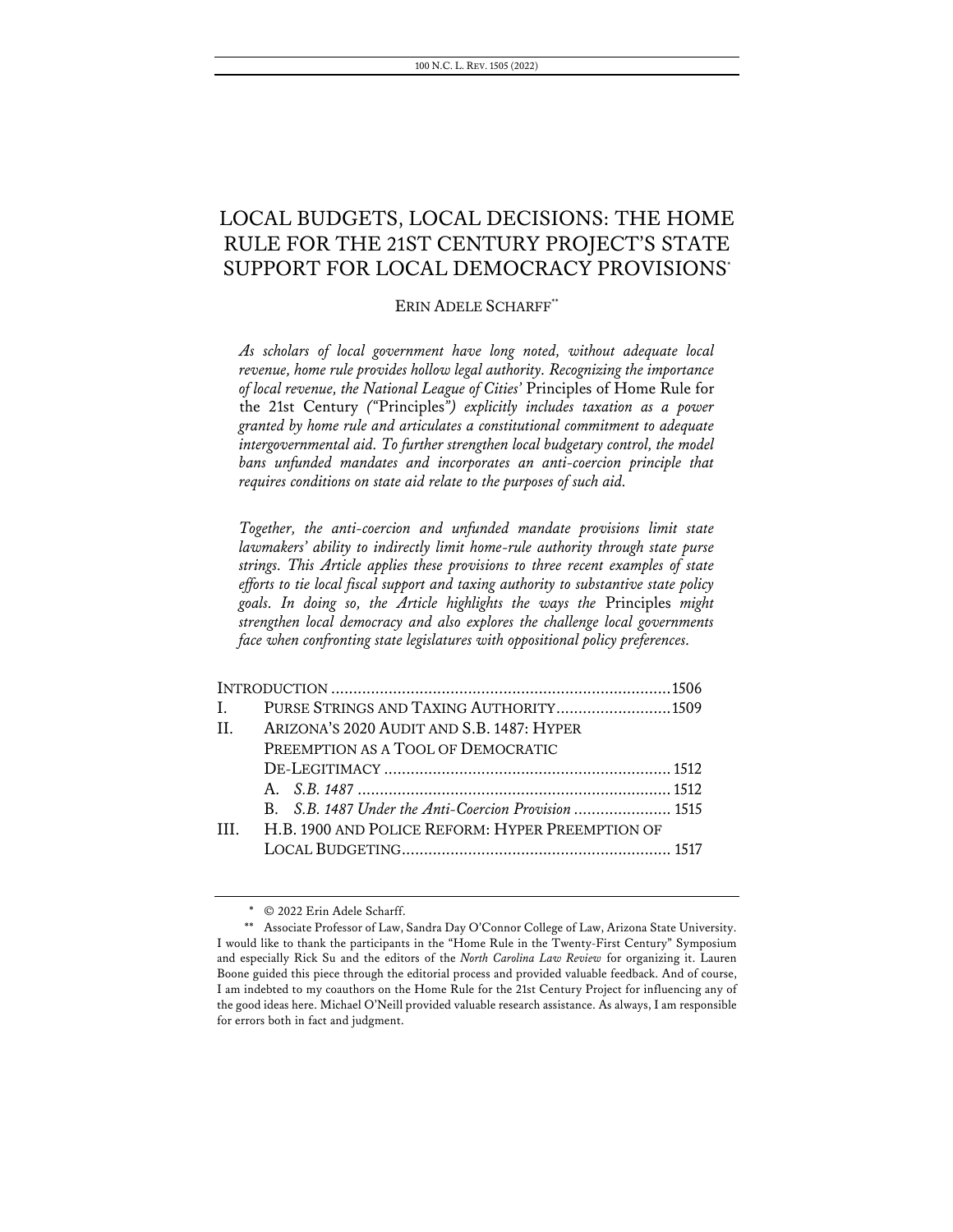# LOCAL BUDGETS, LOCAL DECISIONS: THE HOME RULE FOR THE 21ST CENTURY PROJECT'S STATE SUPPORT FOR LOCAL DEMOCRACY PROVISIONS[*]

ERIN ADELE SCHARFF[**]

*As scholars of local government have long noted, without adequate local revenue, home rule provides hollow legal authority. Recognizing the importance of local revenue, the National League of Cities'* Principles of Home Rule for the 21st Century *("*Principles*") explicitly includes taxation as a power granted by home rule and articulates a constitutional commitment to adequate intergovernmental aid. To further strengthen local budgetary control, the model bans unfunded mandates and incorporates an anti-coercion principle that requires conditions on state aid relate to the purposes of such aid.*

*Together, the anti-coercion and unfunded mandate provisions limit state lawmakers' ability to indirectly limit home-rule authority through state purse strings. This Article applies these provisions to three recent examples of state efforts to tie local fiscal support and taxing authority to substantive state policy goals. In doing so, the Article highlights the ways the* Principles *might strengthen local democracy and also explores the challenge local governments face when confronting state legislatures with oppositional policy preferences.*

| | |
|---|---|
| INTRODUCTION | 1506 |
| I. PURSE STRINGS AND TAXING AUTHORITY | 1509 |
| II. ARIZONA'S 2020 AUDIT AND S.B. 1487: HYPER PREEMPTION AS A TOOL OF DEMOCRATIC DE-LEGITIMACY | 1512 |
| A. *S.B. 1487* | 1512 |
| B. *S.B. 1487 Under the Anti-Coercion Provision* | 1515 |
| III. H.B. 1900 AND POLICE REFORM: HYPER PREEMPTION OF LOCAL BUDGETING | 1517 |

[*] © 2022 Erin Adele Scharff.

[**] Associate Professor of Law, Sandra Day O'Connor College of Law, Arizona State University. I would like to thank the participants in the "Home Rule in the Twenty-First Century" Symposium and especially Rick Su and the editors of the *North Carolina Law Review* for organizing it. Lauren Boone guided this piece through the editorial process and provided valuable feedback. And of course, I am indebted to my coauthors on the Home Rule for the 21st Century Project for influencing any of the good ideas here. Michael O'Neill provided valuable research assistance. As always, I am responsible for errors both in fact and judgment.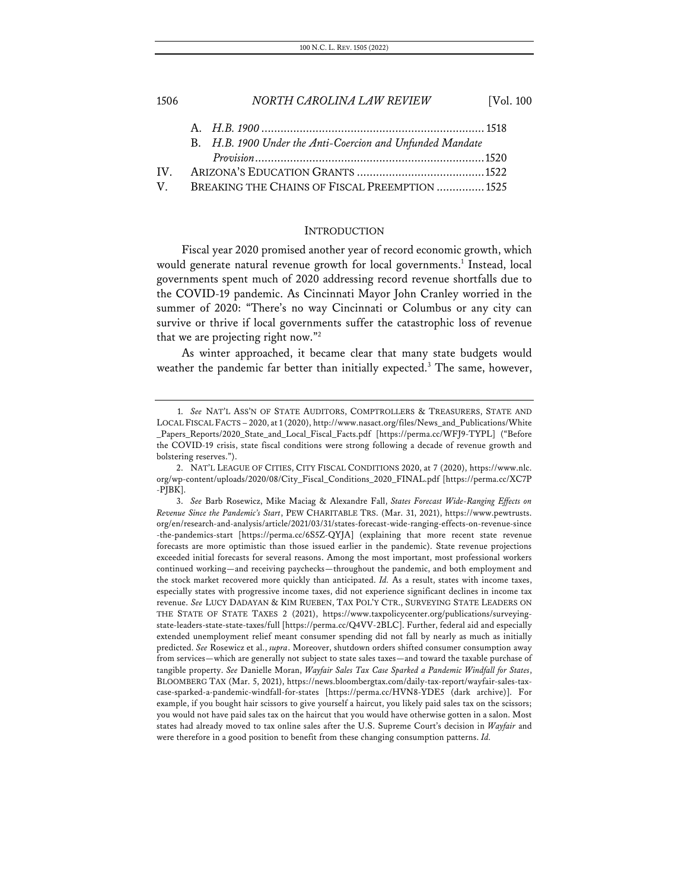A. *H.B. 1900* ..................................................................... 1518

B. *H.B. 1900 Under the Anti-Coercion and Unfunded Mandate Provision* ....................................................................... 1520

IV. ARIZONA'S EDUCATION GRANTS ........................................ 1522

V. BREAKING THE CHAINS OF FISCAL PREEMPTION ............... 1525

## INTRODUCTION

Fiscal year 2020 promised another year of record economic growth, which would generate natural revenue growth for local governments.[1] Instead, local governments spent much of 2020 addressing record revenue shortfalls due to the COVID-19 pandemic. As Cincinnati Mayor John Cranley worried in the summer of 2020: "There's no way Cincinnati or Columbus or any city can survive or thrive if local governments suffer the catastrophic loss of revenue that we are projecting right now."[2]

As winter approached, it became clear that many state budgets would weather the pandemic far better than initially expected.[3] The same, however,

---

1. *See* NAT'L ASS'N OF STATE AUDITORS, COMPTROLLERS & TREASURERS, STATE AND LOCAL FISCAL FACTS – 2020, at 1 (2020), http://www.nasact.org/files/News_and_Publications/White_Papers_Reports/2020_State_and_Local_Fiscal_Facts.pdf [https://perma.cc/WFJ9-TYPL] ("Before the COVID-19 crisis, state fiscal conditions were strong following a decade of revenue growth and bolstering reserves.").

2. NAT'L LEAGUE OF CITIES, CITY FISCAL CONDITIONS 2020, at 7 (2020), https://www.nlc.org/wp-content/uploads/2020/08/City_Fiscal_Conditions_2020_FINAL.pdf [https://perma.cc/XC7P-PJBK].

3. *See* Barb Rosewicz, Mike Maciag & Alexandre Fall, *States Forecast Wide-Ranging Effects on Revenue Since the Pandemic's Start*, PEW CHARITABLE TRS. (Mar. 31, 2021), https://www.pewtrusts.org/en/research-and-analysis/article/2021/03/31/states-forecast-wide-ranging-effects-on-revenue-since-the-pandemics-start [https://perma.cc/6S5Z-QYJA] (explaining that more recent state revenue forecasts are more optimistic than those issued earlier in the pandemic). State revenue projections exceeded initial forecasts for several reasons. Among the most important, most professional workers continued working—and receiving paychecks—throughout the pandemic, and both employment and the stock market recovered more quickly than anticipated. *Id.* As a result, states with income taxes, especially states with progressive income taxes, did not experience significant declines in income tax revenue. *See* LUCY DADAYAN & KIM RUEBEN, TAX POL'Y CTR., SURVEYING STATE LEADERS ON THE STATE OF STATE TAXES 2 (2021), https://www.taxpolicycenter.org/publications/surveying-state-leaders-state-state-taxes/full [https://perma.cc/Q4VV-2BLC]. Further, federal aid and especially extended unemployment relief meant consumer spending did not fall by nearly as much as initially predicted. *See* Rosewicz et al., *supra*. Moreover, shutdown orders shifted consumer consumption away from services—which are generally not subject to state sales taxes—and toward the taxable purchase of tangible property. *See* Danielle Moran, *Wayfair Sales Tax Case Sparked a Pandemic Windfall for States*, BLOOMBERG TAX (Mar. 5, 2021), https://news.bloombergtax.com/daily-tax-report/wayfair-sales-tax-case-sparked-a-pandemic-windfall-for-states [https://perma.cc/HVN8-YDE5 (dark archive)]. For example, if you bought hair scissors to give yourself a haircut, you likely paid sales tax on the scissors; you would not have paid sales tax on the haircut that you would have otherwise gotten in a salon. Most states had already moved to tax online sales after the U.S. Supreme Court's decision in *Wayfair* and were therefore in a good position to benefit from these changing consumption patterns. *Id.*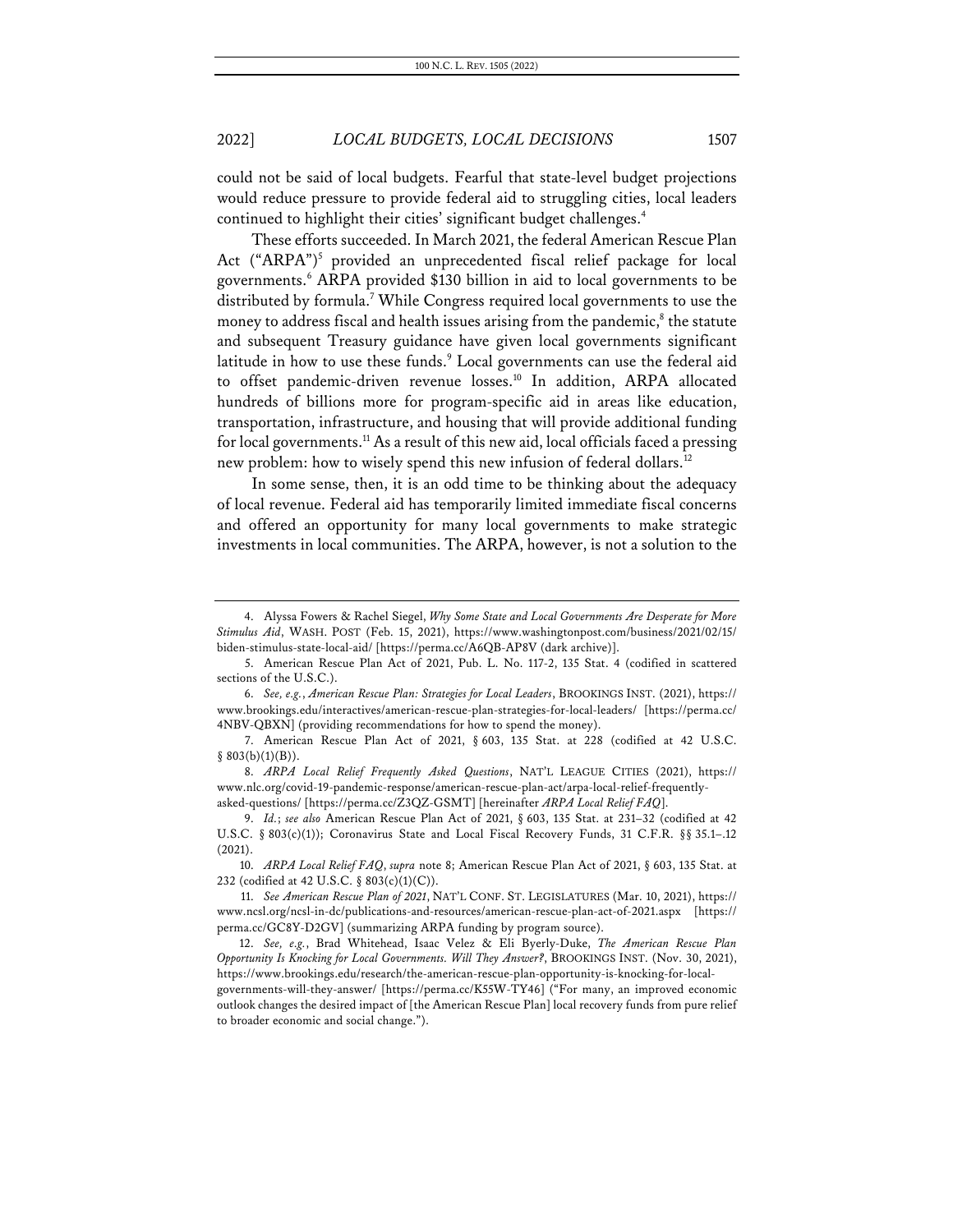could not be said of local budgets. Fearful that state-level budget projections would reduce pressure to provide federal aid to struggling cities, local leaders continued to highlight their cities' significant budget challenges.[4]

These efforts succeeded. In March 2021, the federal American Rescue Plan Act ("ARPA")[5] provided an unprecedented fiscal relief package for local governments.[6] ARPA provided $130 billion in aid to local governments to be distributed by formula.[7] While Congress required local governments to use the money to address fiscal and health issues arising from the pandemic,[8] the statute and subsequent Treasury guidance have given local governments significant latitude in how to use these funds.[9] Local governments can use the federal aid to offset pandemic-driven revenue losses.[10] In addition, ARPA allocated hundreds of billions more for program-specific aid in areas like education, transportation, infrastructure, and housing that will provide additional funding for local governments.[11] As a result of this new aid, local officials faced a pressing new problem: how to wisely spend this new infusion of federal dollars.[12]

In some sense, then, it is an odd time to be thinking about the adequacy of local revenue. Federal aid has temporarily limited immediate fiscal concerns and offered an opportunity for many local governments to make strategic investments in local communities. The ARPA, however, is not a solution to the

---

4. Alyssa Fowers & Rachel Siegel, *Why Some State and Local Governments Are Desperate for More Stimulus Aid*, WASH. POST (Feb. 15, 2021), https://www.washingtonpost.com/business/2021/02/15/biden-stimulus-state-local-aid/ [https://perma.cc/A6QB-AP8V (dark archive)].

5. American Rescue Plan Act of 2021, Pub. L. No. 117-2, 135 Stat. 4 (codified in scattered sections of the U.S.C.).

6. *See, e.g.*, *American Rescue Plan: Strategies for Local Leaders*, BROOKINGS INST. (2021), https://www.brookings.edu/interactives/american-rescue-plan-strategies-for-local-leaders/ [https://perma.cc/4NBV-QBXN] (providing recommendations for how to spend the money).

7. American Rescue Plan Act of 2021, § 603, 135 Stat. at 228 (codified at 42 U.S.C. § 803(b)(1)(B)).

8. *ARPA Local Relief Frequently Asked Questions*, NAT'L LEAGUE CITIES (2021), https://www.nlc.org/covid-19-pandemic-response/american-rescue-plan-act/arpa-local-relief-frequently-asked-questions/ [https://perma.cc/Z3QZ-GSMT] [hereinafter *ARPA Local Relief FAQ*].

9. *Id.*; *see also* American Rescue Plan Act of 2021, § 603, 135 Stat. at 231–32 (codified at 42 U.S.C. § 803(c)(1)); Coronavirus State and Local Fiscal Recovery Funds, 31 C.F.R. §§ 35.1–.12 (2021).

10. *ARPA Local Relief FAQ*, *supra* note 8; American Rescue Plan Act of 2021, § 603, 135 Stat. at 232 (codified at 42 U.S.C. § 803(c)(1)(C)).

11. *See American Rescue Plan of 2021*, NAT'L CONF. ST. LEGISLATURES (Mar. 10, 2021), https://www.ncsl.org/ncsl-in-dc/publications-and-resources/american-rescue-plan-act-of-2021.aspx [https://perma.cc/GC8Y-D2GV] (summarizing ARPA funding by program source).

12. *See, e.g.*, Brad Whitehead, Isaac Velez & Eli Byerly-Duke, *The American Rescue Plan Opportunity Is Knocking for Local Governments. Will They Answer?*, BROOKINGS INST. (Nov. 30, 2021), https://www.brookings.edu/research/the-american-rescue-plan-opportunity-is-knocking-for-local-governments-will-they-answer/ [https://perma.cc/K55W-TY46] ("For many, an improved economic outlook changes the desired impact of [the American Rescue Plan] local recovery funds from pure relief to broader economic and social change.").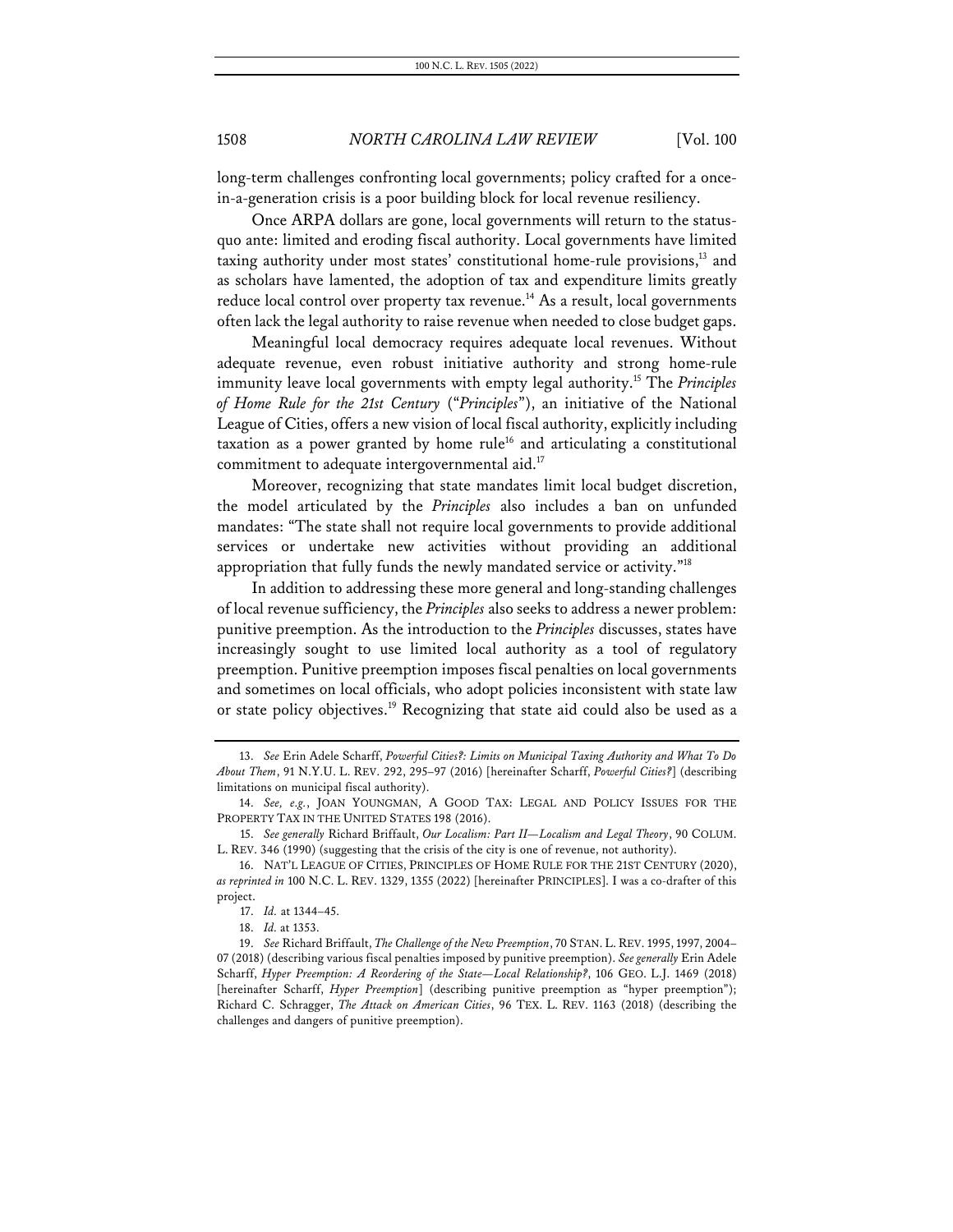long-term challenges confronting local governments; policy crafted for a once-in-a-generation crisis is a poor building block for local revenue resiliency.

Once ARPA dollars are gone, local governments will return to the status-quo ante: limited and eroding fiscal authority. Local governments have limited taxing authority under most states' constitutional home-rule provisions,[13] and as scholars have lamented, the adoption of tax and expenditure limits greatly reduce local control over property tax revenue.[14] As a result, local governments often lack the legal authority to raise revenue when needed to close budget gaps.

Meaningful local democracy requires adequate local revenues. Without adequate revenue, even robust initiative authority and strong home-rule immunity leave local governments with empty legal authority.[15] The *Principles of Home Rule for the 21st Century* ("*Principles*"), an initiative of the National League of Cities, offers a new vision of local fiscal authority, explicitly including taxation as a power granted by home rule[16] and articulating a constitutional commitment to adequate intergovernmental aid.[17]

Moreover, recognizing that state mandates limit local budget discretion, the model articulated by the *Principles* also includes a ban on unfunded mandates: "The state shall not require local governments to provide additional services or undertake new activities without providing an additional appropriation that fully funds the newly mandated service or activity."[18]

In addition to addressing these more general and long-standing challenges of local revenue sufficiency, the *Principles* also seeks to address a newer problem: punitive preemption. As the introduction to the *Principles* discusses, states have increasingly sought to use limited local authority as a tool of regulatory preemption. Punitive preemption imposes fiscal penalties on local governments and sometimes on local officials, who adopt policies inconsistent with state law or state policy objectives.[19] Recognizing that state aid could also be used as a

---

13. *See* Erin Adele Scharff, *Powerful Cities?: Limits on Municipal Taxing Authority and What To Do About Them*, 91 N.Y.U. L. REV. 292, 295–97 (2016) [hereinafter Scharff, *Powerful Cities?*] (describing limitations on municipal fiscal authority).

14. *See, e.g.*, JOAN YOUNGMAN, A GOOD TAX: LEGAL AND POLICY ISSUES FOR THE PROPERTY TAX IN THE UNITED STATES 198 (2016).

15. *See generally* Richard Briffault, *Our Localism: Part II—Localism and Legal Theory*, 90 COLUM. L. REV. 346 (1990) (suggesting that the crisis of the city is one of revenue, not authority).

16. NAT'L LEAGUE OF CITIES, PRINCIPLES OF HOME RULE FOR THE 21ST CENTURY (2020), *as reprinted in* 100 N.C. L. REV. 1329, 1355 (2022) [hereinafter PRINCIPLES]. I was a co-drafter of this project.

17. *Id.* at 1344–45.

18. *Id.* at 1353.

19. *See* Richard Briffault, *The Challenge of the New Preemption*, 70 STAN. L. REV. 1995, 1997, 2004–07 (2018) (describing various fiscal penalties imposed by punitive preemption). *See generally* Erin Adele Scharff, *Hyper Preemption: A Reordering of the State—Local Relationship?*, 106 GEO. L.J. 1469 (2018) [hereinafter Scharff, *Hyper Preemption*] (describing punitive preemption as "hyper preemption"); Richard C. Schragger, *The Attack on American Cities*, 96 TEX. L. REV. 1163 (2018) (describing the challenges and dangers of punitive preemption).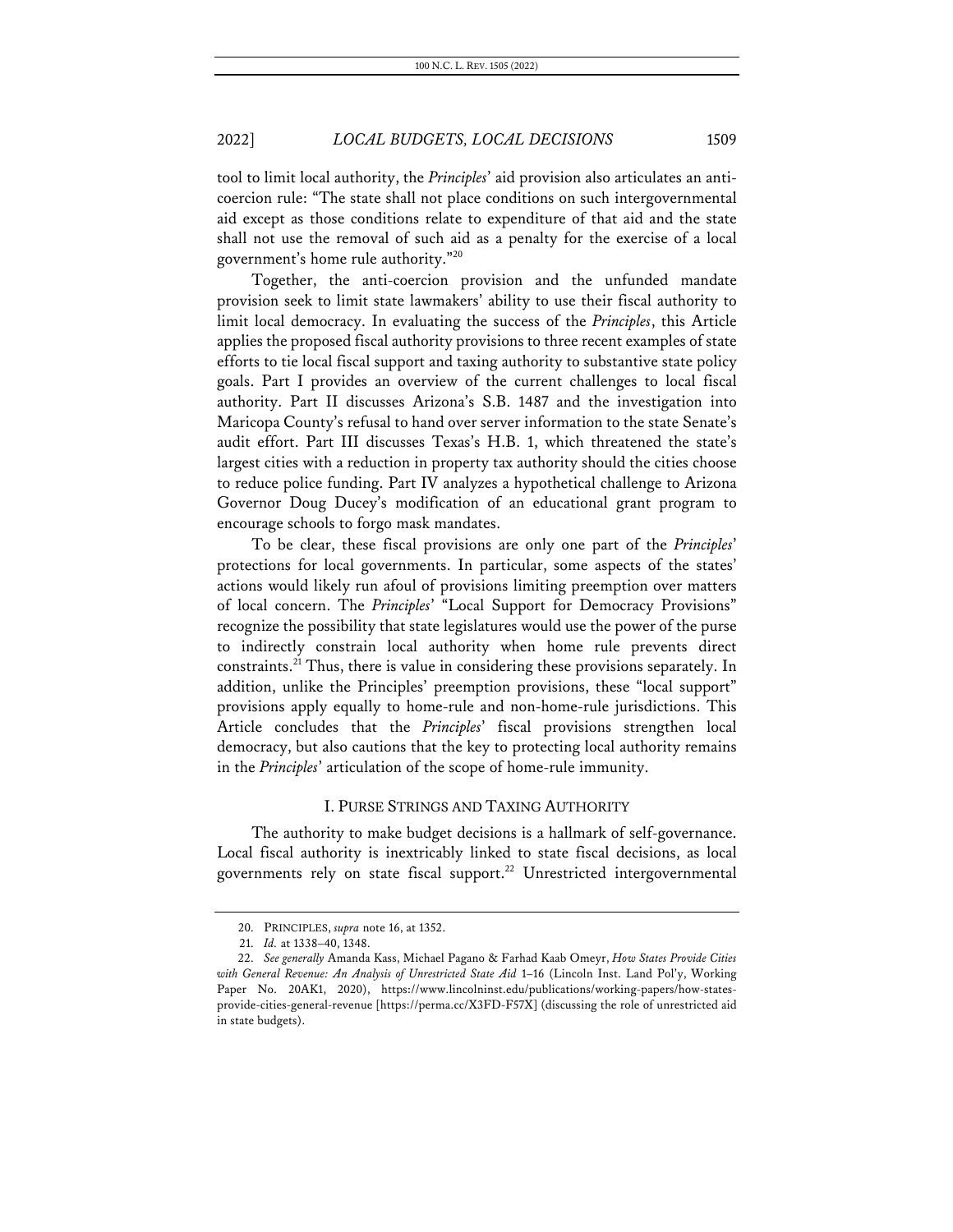tool to limit local authority, the *Principles*' aid provision also articulates an anti-coercion rule: "The state shall not place conditions on such intergovernmental aid except as those conditions relate to expenditure of that aid and the state shall not use the removal of such aid as a penalty for the exercise of a local government's home rule authority."[20]

Together, the anti-coercion provision and the unfunded mandate provision seek to limit state lawmakers' ability to use their fiscal authority to limit local democracy. In evaluating the success of the *Principles*, this Article applies the proposed fiscal authority provisions to three recent examples of state efforts to tie local fiscal support and taxing authority to substantive state policy goals. Part I provides an overview of the current challenges to local fiscal authority. Part II discusses Arizona's S.B. 1487 and the investigation into Maricopa County's refusal to hand over server information to the state Senate's audit effort. Part III discusses Texas's H.B. 1, which threatened the state's largest cities with a reduction in property tax authority should the cities choose to reduce police funding. Part IV analyzes a hypothetical challenge to Arizona Governor Doug Ducey's modification of an educational grant program to encourage schools to forgo mask mandates.

To be clear, these fiscal provisions are only one part of the *Principles*' protections for local governments. In particular, some aspects of the states' actions would likely run afoul of provisions limiting preemption over matters of local concern. The *Principles*' "Local Support for Democracy Provisions" recognize the possibility that state legislatures would use the power of the purse to indirectly constrain local authority when home rule prevents direct constraints.[21] Thus, there is value in considering these provisions separately. In addition, unlike the Principles' preemption provisions, these "local support" provisions apply equally to home-rule and non-home-rule jurisdictions. This Article concludes that the *Principles*' fiscal provisions strengthen local democracy, but also cautions that the key to protecting local authority remains in the *Principles*' articulation of the scope of home-rule immunity.

## I. PURSE STRINGS AND TAXING AUTHORITY

The authority to make budget decisions is a hallmark of self-governance. Local fiscal authority is inextricably linked to state fiscal decisions, as local governments rely on state fiscal support.[22] Unrestricted intergovernmental

---

20. PRINCIPLES, *supra* note 16, at 1352.

21. *Id.* at 1338–40, 1348.

22. *See generally* Amanda Kass, Michael Pagano & Farhad Kaab Omeyr, *How States Provide Cities with General Revenue: An Analysis of Unrestricted State Aid* 1–16 (Lincoln Inst. Land Pol'y, Working Paper No. 20AK1, 2020), https://www.lincolninst.edu/publications/working-papers/how-states-provide-cities-general-revenue [https://perma.cc/X3FD-F57X] (discussing the role of unrestricted aid in state budgets).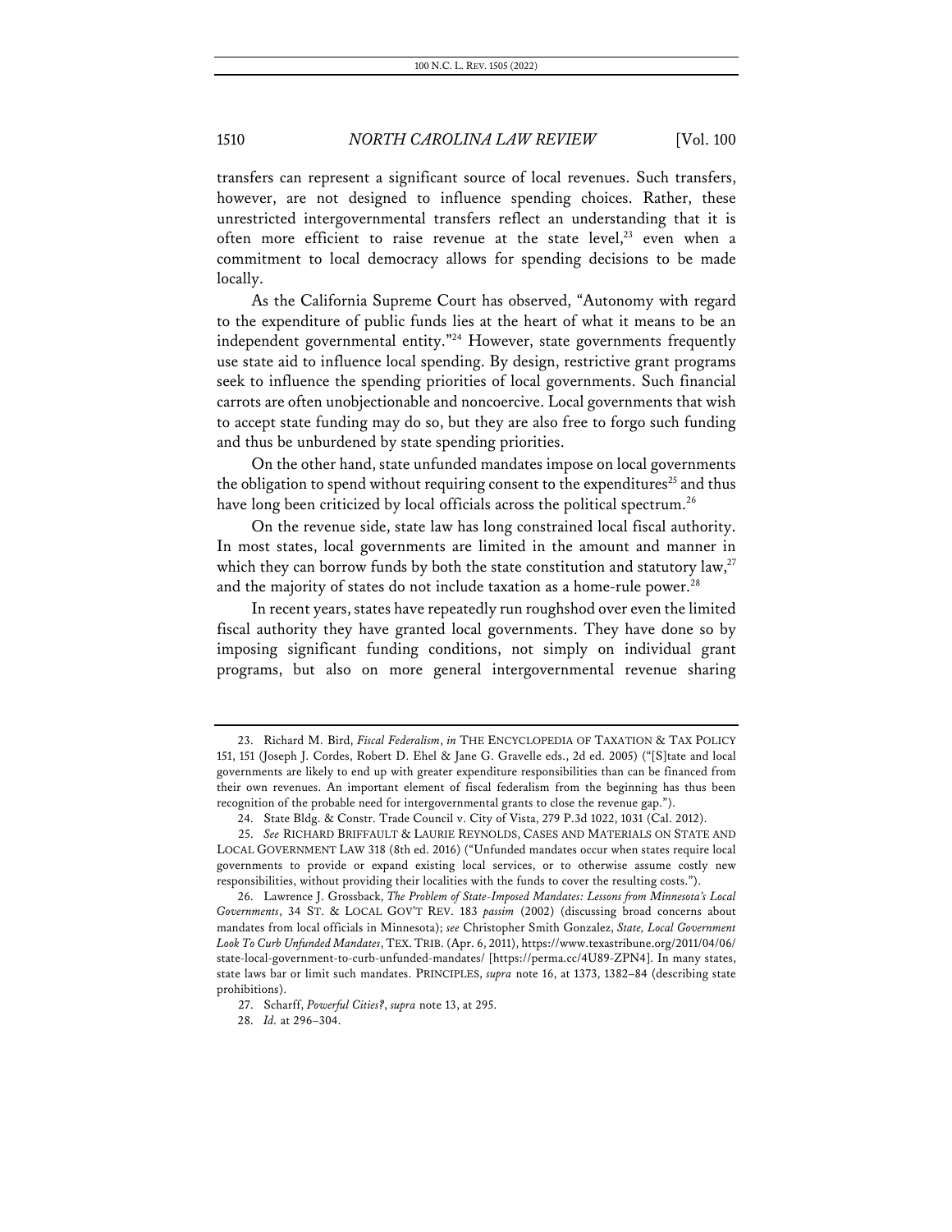transfers can represent a significant source of local revenues. Such transfers, however, are not designed to influence spending choices. Rather, these unrestricted intergovernmental transfers reflect an understanding that it is often more efficient to raise revenue at the state level,[23] even when a commitment to local democracy allows for spending decisions to be made locally.

As the California Supreme Court has observed, "Autonomy with regard to the expenditure of public funds lies at the heart of what it means to be an independent governmental entity."[24] However, state governments frequently use state aid to influence local spending. By design, restrictive grant programs seek to influence the spending priorities of local governments. Such financial carrots are often unobjectionable and noncoercive. Local governments that wish to accept state funding may do so, but they are also free to forgo such funding and thus be unburdened by state spending priorities.

On the other hand, state unfunded mandates impose on local governments the obligation to spend without requiring consent to the expenditures[25] and thus have long been criticized by local officials across the political spectrum.[26]

On the revenue side, state law has long constrained local fiscal authority. In most states, local governments are limited in the amount and manner in which they can borrow funds by both the state constitution and statutory law,[27] and the majority of states do not include taxation as a home-rule power.[28]

In recent years, states have repeatedly run roughshod over even the limited fiscal authority they have granted local governments. They have done so by imposing significant funding conditions, not simply on individual grant programs, but also on more general intergovernmental revenue sharing

---

23. Richard M. Bird, *Fiscal Federalism*, *in* THE ENCYCLOPEDIA OF TAXATION & TAX POLICY 151, 151 (Joseph J. Cordes, Robert D. Ehel & Jane G. Gravelle eds., 2d ed. 2005) ("[S]tate and local governments are likely to end up with greater expenditure responsibilities than can be financed from their own revenues. An important element of fiscal federalism from the beginning has thus been recognition of the probable need for intergovernmental grants to close the revenue gap.").

24. State Bldg. & Constr. Trade Council v. City of Vista, 279 P.3d 1022, 1031 (Cal. 2012).

25. *See* RICHARD BRIFFAULT & LAURIE REYNOLDS, CASES AND MATERIALS ON STATE AND LOCAL GOVERNMENT LAW 318 (8th ed. 2016) ("Unfunded mandates occur when states require local governments to provide or expand existing local services, or to otherwise assume costly new responsibilities, without providing their localities with the funds to cover the resulting costs.").

26. Lawrence J. Grossback, *The Problem of State-Imposed Mandates: Lessons from Minnesota's Local Governments*, 34 ST. & LOCAL GOV'T REV. 183 *passim* (2002) (discussing broad concerns about mandates from local officials in Minnesota); *see* Christopher Smith Gonzalez, *State, Local Government Look To Curb Unfunded Mandates*, TEX. TRIB. (Apr. 6, 2011), https://www.texastribune.org/2011/04/06/state-local-government-to-curb-unfunded-mandates/ [https://perma.cc/4U89-ZPN4]. In many states, state laws bar or limit such mandates. PRINCIPLES, *supra* note 16, at 1373, 1382–84 (describing state prohibitions).

27. Scharff, *Powerful Cities?*, *supra* note 13, at 295.

28. *Id.* at 296–304.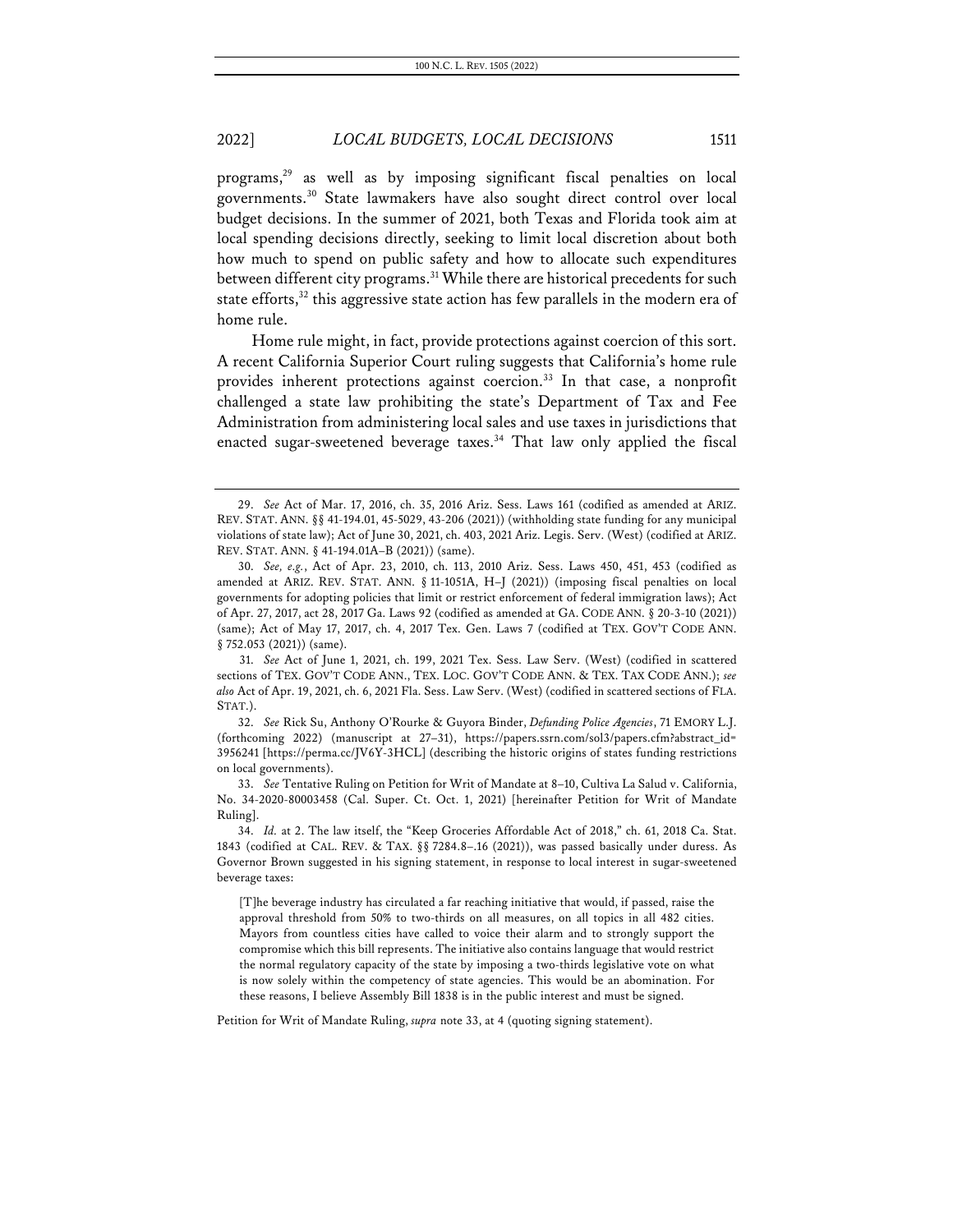programs,[29] as well as by imposing significant fiscal penalties on local governments.[30] State lawmakers have also sought direct control over local budget decisions. In the summer of 2021, both Texas and Florida took aim at local spending decisions directly, seeking to limit local discretion about both how much to spend on public safety and how to allocate such expenditures between different city programs.[31] While there are historical precedents for such state efforts,[32] this aggressive state action has few parallels in the modern era of home rule.

Home rule might, in fact, provide protections against coercion of this sort. A recent California Superior Court ruling suggests that California's home rule provides inherent protections against coercion.[33] In that case, a nonprofit challenged a state law prohibiting the state's Department of Tax and Fee Administration from administering local sales and use taxes in jurisdictions that enacted sugar-sweetened beverage taxes.[34] That law only applied the fiscal

---

29. *See* Act of Mar. 17, 2016, ch. 35, 2016 Ariz. Sess. Laws 161 (codified as amended at ARIZ. REV. STAT. ANN. §§ 41-194.01, 45-5029, 43-206 (2021)) (withholding state funding for any municipal violations of state law); Act of June 30, 2021, ch. 403, 2021 Ariz. Legis. Serv. (West) (codified at ARIZ. REV. STAT. ANN. § 41-194.01A–B (2021)) (same).

30. *See, e.g.*, Act of Apr. 23, 2010, ch. 113, 2010 Ariz. Sess. Laws 450, 451, 453 (codified as amended at ARIZ. REV. STAT. ANN. § 11-1051A, H–J (2021)) (imposing fiscal penalties on local governments for adopting policies that limit or restrict enforcement of federal immigration laws); Act of Apr. 27, 2017, act 28, 2017 Ga. Laws 92 (codified as amended at GA. CODE ANN. § 20-3-10 (2021)) (same); Act of May 17, 2017, ch. 4, 2017 Tex. Gen. Laws 7 (codified at TEX. GOV'T CODE ANN. § 752.053 (2021)) (same).

31. *See* Act of June 1, 2021, ch. 199, 2021 Tex. Sess. Law Serv. (West) (codified in scattered sections of TEX. GOV'T CODE ANN., TEX. LOC. GOV'T CODE ANN. & TEX. TAX CODE ANN.); *see also* Act of Apr. 19, 2021, ch. 6, 2021 Fla. Sess. Law Serv. (West) (codified in scattered sections of FLA. STAT.).

32. *See* Rick Su, Anthony O'Rourke & Guyora Binder, *Defunding Police Agencies*, 71 EMORY L.J. (forthcoming 2022) (manuscript at 27–31), https://papers.ssrn.com/sol3/papers.cfm?abstract_id=3956241 [https://perma.cc/JV6Y-3HCL] (describing the historic origins of states funding restrictions on local governments).

33. *See* Tentative Ruling on Petition for Writ of Mandate at 8–10, Cultiva La Salud v. California, No. 34-2020-80003458 (Cal. Super. Ct. Oct. 1, 2021) [hereinafter Petition for Writ of Mandate Ruling].

34. *Id.* at 2. The law itself, the "Keep Groceries Affordable Act of 2018," ch. 61, 2018 Ca. Stat. 1843 (codified at CAL. REV. & TAX. §§ 7284.8–.16 (2021)), was passed basically under duress. As Governor Brown suggested in his signing statement, in response to local interest in sugar-sweetened beverage taxes:

> [T]he beverage industry has circulated a far reaching initiative that would, if passed, raise the approval threshold from 50% to two-thirds on all measures, on all topics in all 482 cities. Mayors from countless cities have called to voice their alarm and to strongly support the compromise which this bill represents. The initiative also contains language that would restrict the normal regulatory capacity of the state by imposing a two-thirds legislative vote on what is now solely within the competency of state agencies. This would be an abomination. For these reasons, I believe Assembly Bill 1838 is in the public interest and must be signed.

Petition for Writ of Mandate Ruling, *supra* note 33, at 4 (quoting signing statement).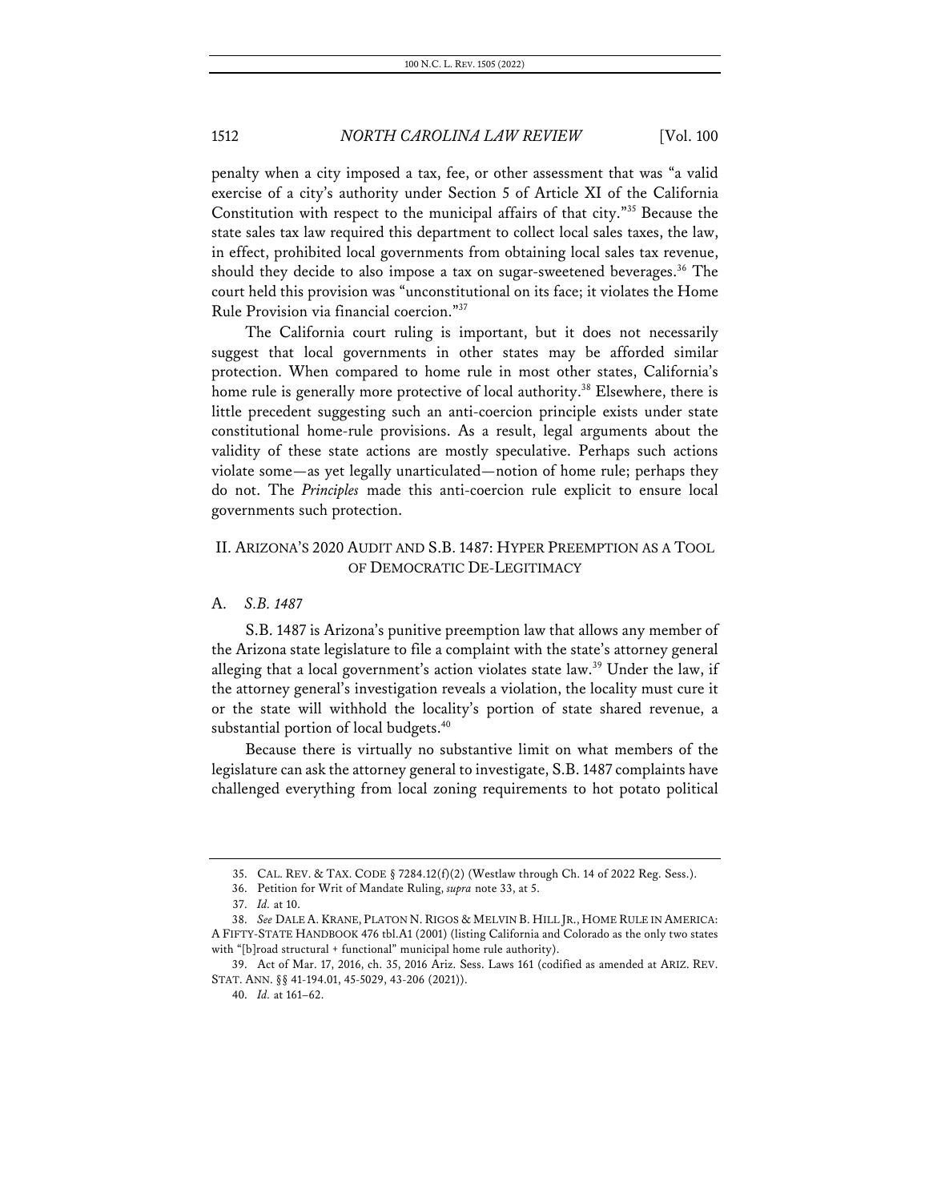penalty when a city imposed a tax, fee, or other assessment that was "a valid exercise of a city's authority under Section 5 of Article XI of the California Constitution with respect to the municipal affairs of that city."[35] Because the state sales tax law required this department to collect local sales taxes, the law, in effect, prohibited local governments from obtaining local sales tax revenue, should they decide to also impose a tax on sugar-sweetened beverages.[36] The court held this provision was "unconstitutional on its face; it violates the Home Rule Provision via financial coercion."[37]

The California court ruling is important, but it does not necessarily suggest that local governments in other states may be afforded similar protection. When compared to home rule in most other states, California's home rule is generally more protective of local authority.[38] Elsewhere, there is little precedent suggesting such an anti-coercion principle exists under state constitutional home-rule provisions. As a result, legal arguments about the validity of these state actions are mostly speculative. Perhaps such actions violate some—as yet legally unarticulated—notion of home rule; perhaps they do not. The *Principles* made this anti-coercion rule explicit to ensure local governments such protection.

## II. ARIZONA'S 2020 AUDIT AND S.B. 1487: HYPER PREEMPTION AS A TOOL OF DEMOCRATIC DE-LEGITIMACY

### A. *S.B. 1487*

S.B. 1487 is Arizona's punitive preemption law that allows any member of the Arizona state legislature to file a complaint with the state's attorney general alleging that a local government's action violates state law.[39] Under the law, if the attorney general's investigation reveals a violation, the locality must cure it or the state will withhold the locality's portion of state shared revenue, a substantial portion of local budgets.[40]

Because there is virtually no substantive limit on what members of the legislature can ask the attorney general to investigate, S.B. 1487 complaints have challenged everything from local zoning requirements to hot potato political

---

35. CAL. REV. & TAX. CODE § 7284.12(f)(2) (Westlaw through Ch. 14 of 2022 Reg. Sess.).

36. Petition for Writ of Mandate Ruling, *supra* note 33, at 5.

37. *Id.* at 10.

38. *See* DALE A. KRANE, PLATON N. RIGOS & MELVIN B. HILL JR., HOME RULE IN AMERICA: A FIFTY-STATE HANDBOOK 476 tbl.A1 (2001) (listing California and Colorado as the only two states with "[b]road structural + functional" municipal home rule authority).

39. Act of Mar. 17, 2016, ch. 35, 2016 Ariz. Sess. Laws 161 (codified as amended at ARIZ. REV. STAT. ANN. §§ 41-194.01, 45-5029, 43-206 (2021)).

40. *Id.* at 161–62.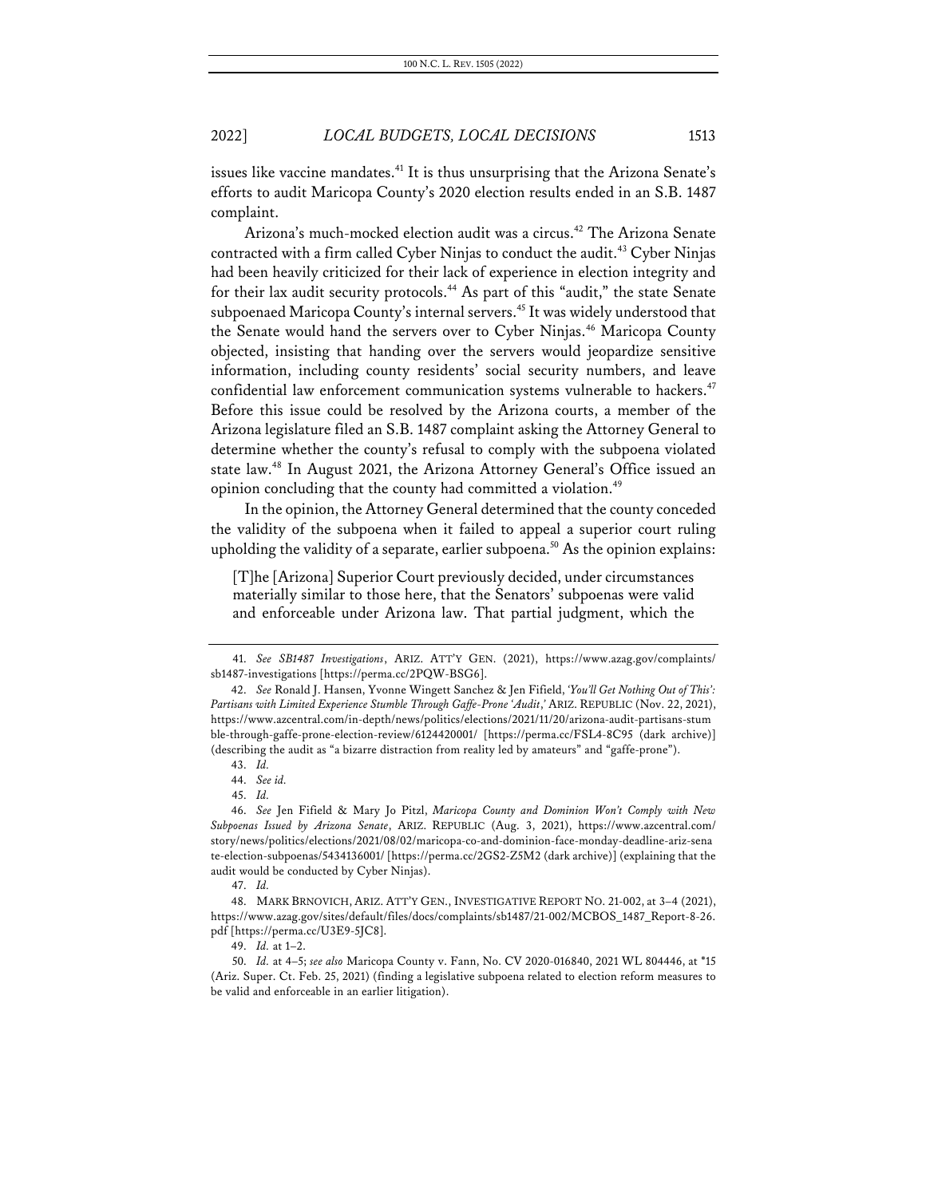issues like vaccine mandates.[41] It is thus unsurprising that the Arizona Senate's efforts to audit Maricopa County's 2020 election results ended in an S.B. 1487 complaint.

Arizona's much-mocked election audit was a circus.[42] The Arizona Senate contracted with a firm called Cyber Ninjas to conduct the audit.[43] Cyber Ninjas had been heavily criticized for their lack of experience in election integrity and for their lax audit security protocols.[44] As part of this "audit," the state Senate subpoenaed Maricopa County's internal servers.[45] It was widely understood that the Senate would hand the servers over to Cyber Ninjas.[46] Maricopa County objected, insisting that handing over the servers would jeopardize sensitive information, including county residents' social security numbers, and leave confidential law enforcement communication systems vulnerable to hackers.[47] Before this issue could be resolved by the Arizona courts, a member of the Arizona legislature filed an S.B. 1487 complaint asking the Attorney General to determine whether the county's refusal to comply with the subpoena violated state law.[48] In August 2021, the Arizona Attorney General's Office issued an opinion concluding that the county had committed a violation.[49]

In the opinion, the Attorney General determined that the county conceded the validity of the subpoena when it failed to appeal a superior court ruling upholding the validity of a separate, earlier subpoena.[50] As the opinion explains:

> [T]he [Arizona] Superior Court previously decided, under circumstances materially similar to those here, that the Senators' subpoenas were valid and enforceable under Arizona law. That partial judgment, which the

---

41. *See SB1487 Investigations*, ARIZ. ATT'Y GEN. (2021), https://www.azag.gov/complaints/sb1487-investigations [https://perma.cc/2PQW-BSG6].

42. *See* Ronald J. Hansen, Yvonne Wingett Sanchez & Jen Fifield, *'You'll Get Nothing Out of This': Partisans with Limited Experience Stumble Through Gaffe-Prone 'Audit*,' ARIZ. REPUBLIC (Nov. 22, 2021), https://www.azcentral.com/in-depth/news/politics/elections/2021/11/20/arizona-audit-partisans-stumble-through-gaffe-prone-election-review/6124420001/ [https://perma.cc/FSL4-8C95 (dark archive)] (describing the audit as "a bizarre distraction from reality led by amateurs" and "gaffe-prone").

43. *Id.*

44. *See id.*

45. *Id.*

46. *See* Jen Fifield & Mary Jo Pitzl, *Maricopa County and Dominion Won't Comply with New Subpoenas Issued by Arizona Senate*, ARIZ. REPUBLIC (Aug. 3, 2021), https://www.azcentral.com/story/news/politics/elections/2021/08/02/maricopa-co-and-dominion-face-monday-deadline-ariz-senate-election-subpoenas/5434136001/ [https://perma.cc/2GS2-Z5M2 (dark archive)] (explaining that the audit would be conducted by Cyber Ninjas).

47. *Id.*

48. MARK BRNOVICH, ARIZ. ATT'Y GEN., INVESTIGATIVE REPORT NO. 21-002, at 3–4 (2021), https://www.azag.gov/sites/default/files/docs/complaints/sb1487/21-002/MCBOS_1487_Report-8-26.pdf [https://perma.cc/U3E9-5JC8].

49. *Id.* at 1–2.

50. *Id.* at 4–5; *see also* Maricopa County v. Fann, No. CV 2020-016840, 2021 WL 804446, at *15 (Ariz. Super. Ct. Feb. 25, 2021) (finding a legislative subpoena related to election reform measures to be valid and enforceable in an earlier litigation).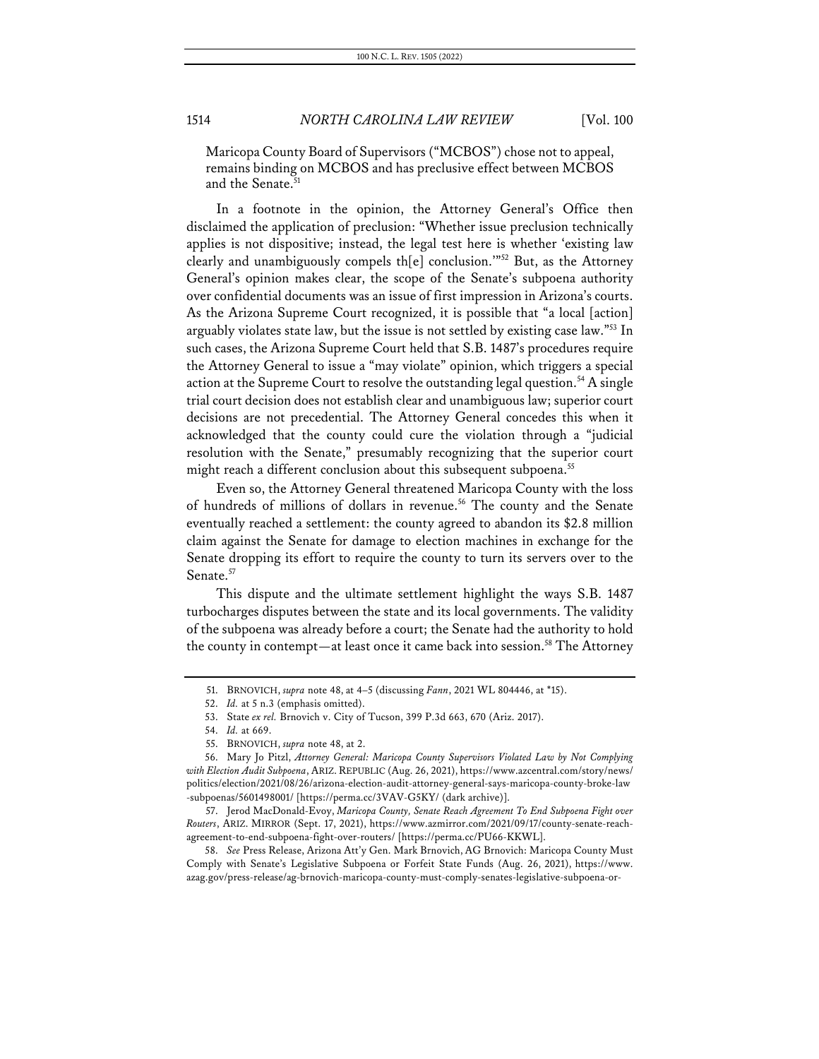Maricopa County Board of Supervisors ("MCBOS") chose not to appeal, remains binding on MCBOS and has preclusive effect between MCBOS and the Senate.[51]

In a footnote in the opinion, the Attorney General's Office then disclaimed the application of preclusion: "Whether issue preclusion technically applies is not dispositive; instead, the legal test here is whether 'existing law clearly and unambiguously compels th[e] conclusion.'"[52] But, as the Attorney General's opinion makes clear, the scope of the Senate's subpoena authority over confidential documents was an issue of first impression in Arizona's courts. As the Arizona Supreme Court recognized, it is possible that "a local [action] arguably violates state law, but the issue is not settled by existing case law."[53] In such cases, the Arizona Supreme Court held that S.B. 1487's procedures require the Attorney General to issue a "may violate" opinion, which triggers a special action at the Supreme Court to resolve the outstanding legal question.[54] A single trial court decision does not establish clear and unambiguous law; superior court decisions are not precedential. The Attorney General concedes this when it acknowledged that the county could cure the violation through a "judicial resolution with the Senate," presumably recognizing that the superior court might reach a different conclusion about this subsequent subpoena.[55]

Even so, the Attorney General threatened Maricopa County with the loss of hundreds of millions of dollars in revenue.[56] The county and the Senate eventually reached a settlement: the county agreed to abandon its $2.8 million claim against the Senate for damage to election machines in exchange for the Senate dropping its effort to require the county to turn its servers over to the Senate.[57]

This dispute and the ultimate settlement highlight the ways S.B. 1487 turbocharges disputes between the state and its local governments. The validity of the subpoena was already before a court; the Senate had the authority to hold the county in contempt—at least once it came back into session.[58] The Attorney

---

51. BRNOVICH, *supra* note 48, at 4–5 (discussing *Fann*, 2021 WL 804446, at *15).

52. *Id.* at 5 n.3 (emphasis omitted).

53. State *ex rel.* Brnovich v. City of Tucson, 399 P.3d 663, 670 (Ariz. 2017).

54. *Id.* at 669.

55. BRNOVICH, *supra* note 48, at 2.

56. Mary Jo Pitzl, *Attorney General: Maricopa County Supervisors Violated Law by Not Complying with Election Audit Subpoena*, ARIZ. REPUBLIC (Aug. 26, 2021), https://www.azcentral.com/story/news/politics/election/2021/08/26/arizona-election-audit-attorney-general-says-maricopa-county-broke-law-subpoenas/5601498001/ [https://perma.cc/3VAV-G5KY/ (dark archive)].

57. Jerod MacDonald-Evoy, *Maricopa County, Senate Reach Agreement To End Subpoena Fight over Routers*, ARIZ. MIRROR (Sept. 17, 2021), https://www.azmirror.com/2021/09/17/county-senate-reach-agreement-to-end-subpoena-fight-over-routers/ [https://perma.cc/PU66-KKWL].

58. *See* Press Release, Arizona Att'y Gen. Mark Brnovich, AG Brnovich: Maricopa County Must Comply with Senate's Legislative Subpoena or Forfeit State Funds (Aug. 26, 2021), https://www.azag.gov/press-release/ag-brnovich-maricopa-county-must-comply-senates-legislative-subpoena-or-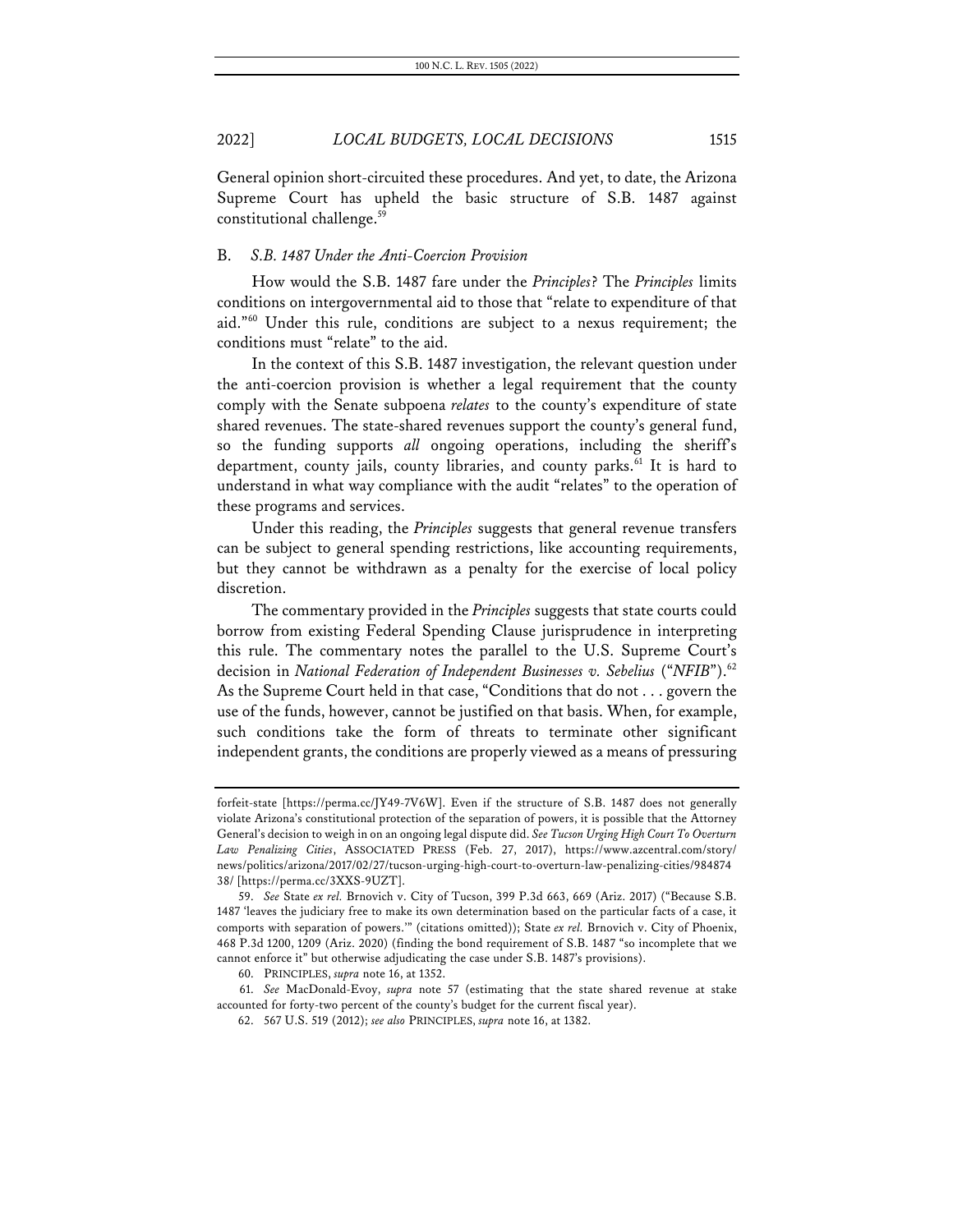General opinion short-circuited these procedures. And yet, to date, the Arizona Supreme Court has upheld the basic structure of S.B. 1487 against constitutional challenge.[59]

### B. *S.B. 1487 Under the Anti-Coercion Provision*

How would the S.B. 1487 fare under the *Principles*? The *Principles* limits conditions on intergovernmental aid to those that "relate to expenditure of that aid."[60] Under this rule, conditions are subject to a nexus requirement; the conditions must "relate" to the aid.

In the context of this S.B. 1487 investigation, the relevant question under the anti-coercion provision is whether a legal requirement that the county comply with the Senate subpoena *relates* to the county's expenditure of state shared revenues. The state-shared revenues support the county's general fund, so the funding supports *all* ongoing operations, including the sheriff's department, county jails, county libraries, and county parks.[61] It is hard to understand in what way compliance with the audit "relates" to the operation of these programs and services.

Under this reading, the *Principles* suggests that general revenue transfers can be subject to general spending restrictions, like accounting requirements, but they cannot be withdrawn as a penalty for the exercise of local policy discretion.

The commentary provided in the *Principles* suggests that state courts could borrow from existing Federal Spending Clause jurisprudence in interpreting this rule. The commentary notes the parallel to the U.S. Supreme Court's decision in *National Federation of Independent Businesses v. Sebelius* ("*NFIB*").[62] As the Supreme Court held in that case, "Conditions that do not . . . govern the use of the funds, however, cannot be justified on that basis. When, for example, such conditions take the form of threats to terminate other significant independent grants, the conditions are properly viewed as a means of pressuring

---

forfeit-state [https://perma.cc/JY49-7V6W]. Even if the structure of S.B. 1487 does not generally violate Arizona's constitutional protection of the separation of powers, it is possible that the Attorney General's decision to weigh in on an ongoing legal dispute did. *See Tucson Urging High Court To Overturn Law Penalizing Cities*, ASSOCIATED PRESS (Feb. 27, 2017), https://www.azcentral.com/story/news/politics/arizona/2017/02/27/tucson-urging-high-court-to-overturn-law-penalizing-cities/98487438/ [https://perma.cc/3XXS-9UZT].

59. *See* State *ex rel.* Brnovich v. City of Tucson, 399 P.3d 663, 669 (Ariz. 2017) ("Because S.B. 1487 'leaves the judiciary free to make its own determination based on the particular facts of a case, it comports with separation of powers.'" (citations omitted)); State *ex rel.* Brnovich v. City of Phoenix, 468 P.3d 1200, 1209 (Ariz. 2020) (finding the bond requirement of S.B. 1487 "so incomplete that we cannot enforce it" but otherwise adjudicating the case under S.B. 1487's provisions).

60. PRINCIPLES, *supra* note 16, at 1352.

61. *See* MacDonald-Evoy, *supra* note 57 (estimating that the state shared revenue at stake accounted for forty-two percent of the county's budget for the current fiscal year).

62. 567 U.S. 519 (2012); *see also* PRINCIPLES, *supra* note 16, at 1382.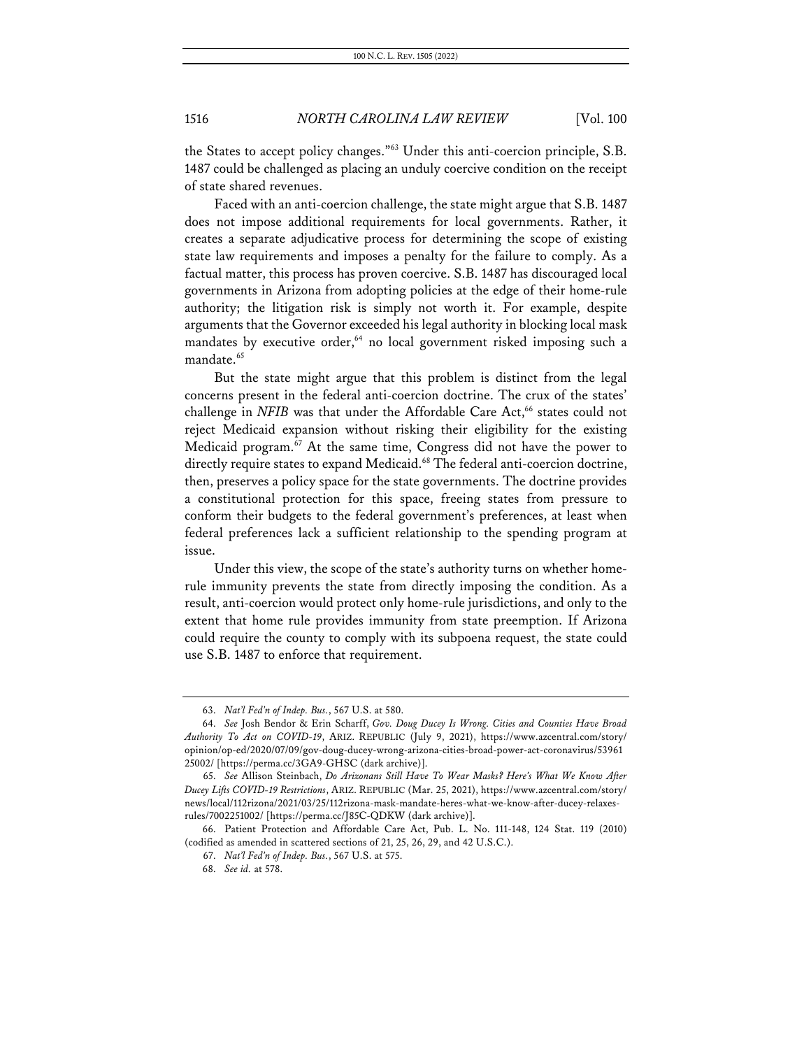the States to accept policy changes."[63] Under this anti-coercion principle, S.B. 1487 could be challenged as placing an unduly coercive condition on the receipt of state shared revenues.

Faced with an anti-coercion challenge, the state might argue that S.B. 1487 does not impose additional requirements for local governments. Rather, it creates a separate adjudicative process for determining the scope of existing state law requirements and imposes a penalty for the failure to comply. As a factual matter, this process has proven coercive. S.B. 1487 has discouraged local governments in Arizona from adopting policies at the edge of their home-rule authority; the litigation risk is simply not worth it. For example, despite arguments that the Governor exceeded his legal authority in blocking local mask mandates by executive order,[64] no local government risked imposing such a mandate.[65]

But the state might argue that this problem is distinct from the legal concerns present in the federal anti-coercion doctrine. The crux of the states' challenge in *NFIB* was that under the Affordable Care Act,[66] states could not reject Medicaid expansion without risking their eligibility for the existing Medicaid program.[67] At the same time, Congress did not have the power to directly require states to expand Medicaid.[68] The federal anti-coercion doctrine, then, preserves a policy space for the state governments. The doctrine provides a constitutional protection for this space, freeing states from pressure to conform their budgets to the federal government's preferences, at least when federal preferences lack a sufficient relationship to the spending program at issue.

Under this view, the scope of the state's authority turns on whether home-rule immunity prevents the state from directly imposing the condition. As a result, anti-coercion would protect only home-rule jurisdictions, and only to the extent that home rule provides immunity from state preemption. If Arizona could require the county to comply with its subpoena request, the state could use S.B. 1487 to enforce that requirement.

---

63. *Nat'l Fed'n of Indep. Bus.*, 567 U.S. at 580.

64. *See* Josh Bendor & Erin Scharff, *Gov. Doug Ducey Is Wrong. Cities and Counties Have Broad Authority To Act on COVID-19*, ARIZ. REPUBLIC (July 9, 2021), https://www.azcentral.com/story/opinion/op-ed/2020/07/09/gov-doug-ducey-wrong-arizona-cities-broad-power-act-coronavirus/5396125002/ [https://perma.cc/3GA9-GHSC (dark archive)].

65. *See* Allison Steinbach, *Do Arizonans Still Have To Wear Masks? Here's What We Know After Ducey Lifts COVID-19 Restrictions*, ARIZ. REPUBLIC (Mar. 25, 2021), https://www.azcentral.com/story/news/local/112rizona/2021/03/25/112rizona-mask-mandate-heres-what-we-know-after-ducey-relaxes-rules/7002251002/ [https://perma.cc/J85C-QDKW (dark archive)].

66. Patient Protection and Affordable Care Act, Pub. L. No. 111-148, 124 Stat. 119 (2010) (codified as amended in scattered sections of 21, 25, 26, 29, and 42 U.S.C.).

67. *Nat'l Fed'n of Indep. Bus.*, 567 U.S. at 575.

68. *See id.* at 578.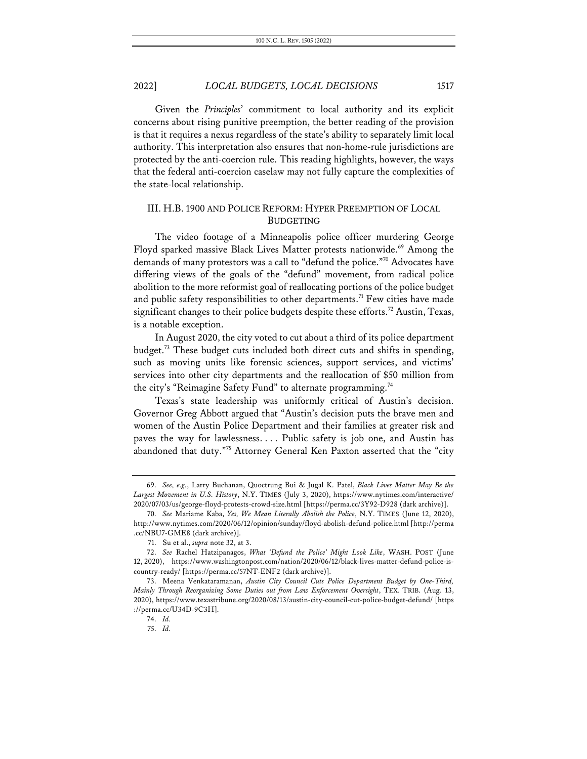Given the *Principles*' commitment to local authority and its explicit concerns about rising punitive preemption, the better reading of the provision is that it requires a nexus regardless of the state's ability to separately limit local authority. This interpretation also ensures that non-home-rule jurisdictions are protected by the anti-coercion rule. This reading highlights, however, the ways that the federal anti-coercion caselaw may not fully capture the complexities of the state-local relationship.

## III. H.B. 1900 AND POLICE REFORM: HYPER PREEMPTION OF LOCAL BUDGETING

The video footage of a Minneapolis police officer murdering George Floyd sparked massive Black Lives Matter protests nationwide.[69] Among the demands of many protestors was a call to "defund the police."[70] Advocates have differing views of the goals of the "defund" movement, from radical police abolition to the more reformist goal of reallocating portions of the police budget and public safety responsibilities to other departments.[71] Few cities have made significant changes to their police budgets despite these efforts.[72] Austin, Texas, is a notable exception.

In August 2020, the city voted to cut about a third of its police department budget.[73] These budget cuts included both direct cuts and shifts in spending, such as moving units like forensic sciences, support services, and victims' services into other city departments and the reallocation of $50 million from the city's "Reimagine Safety Fund" to alternate programming.[74]

Texas's state leadership was uniformly critical of Austin's decision. Governor Greg Abbott argued that "Austin's decision puts the brave men and women of the Austin Police Department and their families at greater risk and paves the way for lawlessness. . . . Public safety is job one, and Austin has abandoned that duty."[75] Attorney General Ken Paxton asserted that the "city

---

69. *See, e.g.*, Larry Buchanan, Quoctrung Bui & Jugal K. Patel, *Black Lives Matter May Be the Largest Movement in U.S. History*, N.Y. TIMES (July 3, 2020), https://www.nytimes.com/interactive/2020/07/03/us/george-floyd-protests-crowd-size.html [https://perma.cc/3Y92-D928 (dark archive)].

70. *See* Mariame Kaba, *Yes, We Mean Literally Abolish the Police*, N.Y. TIMES (June 12, 2020), http://www.nytimes.com/2020/06/12/opinion/sunday/floyd-abolish-defund-police.html [http://perma.cc/NBU7-GME8 (dark archive)].

71. Su et al., *supra* note 32, at 3.

72. *See* Rachel Hatzipanagos, *What 'Defund the Police' Might Look Like*, WASH. POST (June 12, 2020), https://www.washingtonpost.com/nation/2020/06/12/black-lives-matter-defund-police-is-country-ready/ [https://perma.cc/57NT-ENF2 (dark archive)].

73. Meena Venkataramanan, *Austin City Council Cuts Police Department Budget by One-Third, Mainly Through Reorganizing Some Duties out from Law Enforcement Oversight*, TEX. TRIB. (Aug. 13, 2020), https://www.texastribune.org/2020/08/13/austin-city-council-cut-police-budget-defund/ [https://perma.cc/U34D-9C3H].

74. *Id.*

75. *Id.*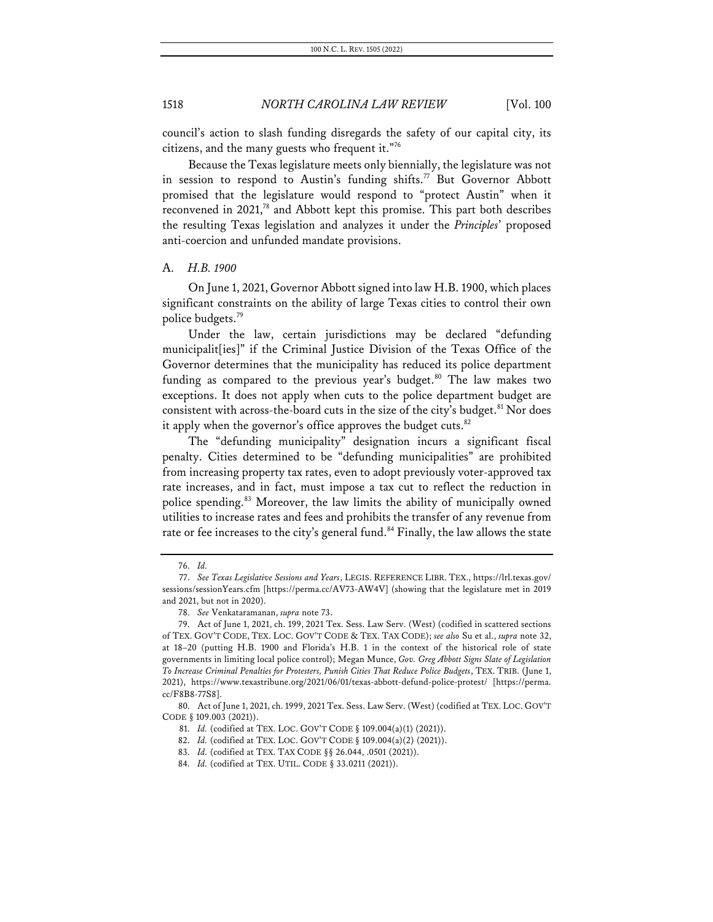council's action to slash funding disregards the safety of our capital city, its citizens, and the many guests who frequent it."[76]

Because the Texas legislature meets only biennially, the legislature was not in session to respond to Austin's funding shifts.[77] But Governor Abbott promised that the legislature would respond to "protect Austin" when it reconvened in 2021,[78] and Abbott kept this promise. This part both describes the resulting Texas legislation and analyzes it under the *Principles*' proposed anti-coercion and unfunded mandate provisions.

### A. *H.B. 1900*

On June 1, 2021, Governor Abbott signed into law H.B. 1900, which places significant constraints on the ability of large Texas cities to control their own police budgets.[79]

Under the law, certain jurisdictions may be declared "defunding municipalit[ies]" if the Criminal Justice Division of the Texas Office of the Governor determines that the municipality has reduced its police department funding as compared to the previous year's budget.[80] The law makes two exceptions. It does not apply when cuts to the police department budget are consistent with across-the-board cuts in the size of the city's budget.[81] Nor does it apply when the governor's office approves the budget cuts.[82]

The "defunding municipality" designation incurs a significant fiscal penalty. Cities determined to be "defunding municipalities" are prohibited from increasing property tax rates, even to adopt previously voter-approved tax rate increases, and in fact, must impose a tax cut to reflect the reduction in police spending.[83] Moreover, the law limits the ability of municipally owned utilities to increase rates and fees and prohibits the transfer of any revenue from rate or fee increases to the city's general fund.[84] Finally, the law allows the state

---

76. *Id.*

77. *See Texas Legislative Sessions and Years*, LEGIS. REFERENCE LIBR. TEX., https://lrl.texas.gov/sessions/sessionYears.cfm [https://perma.cc/AV73-AW4V] (showing that the legislature met in 2019 and 2021, but not in 2020).

78. *See* Venkataramanan, *supra* note 73.

79. Act of June 1, 2021, ch. 199, 2021 Tex. Sess. Law Serv. (West) (codified in scattered sections of TEX. GOV'T CODE, TEX. LOC. GOV'T CODE & TEX. TAX CODE); *see also* Su et al., *supra* note 32, at 18–20 (putting H.B. 1900 and Florida's H.B. 1 in the context of the historical role of state governments in limiting local police control); Megan Munce, *Gov. Greg Abbott Signs Slate of Legislation To Increase Criminal Penalties for Protesters, Punish Cities That Reduce Police Budgets*, TEX. TRIB. (June 1, 2021), https://www.texastribune.org/2021/06/01/texas-abbott-defund-police-protest/ [https://perma.cc/F8B8-77S8].

80. Act of June 1, 2021, ch. 1999, 2021 Tex. Sess. Law Serv. (West) (codified at TEX. LOC. GOV'T CODE § 109.003 (2021)).

81. *Id.* (codified at TEX. LOC. GOV'T CODE § 109.004(a)(1) (2021)).

82. *Id.* (codified at TEX. LOC. GOV'T CODE § 109.004(a)(2) (2021)).

83. *Id.* (codified at TEX. TAX CODE §§ 26.044, .0501 (2021)).

84. *Id.* (codified at TEX. UTIL. CODE § 33.0211 (2021)).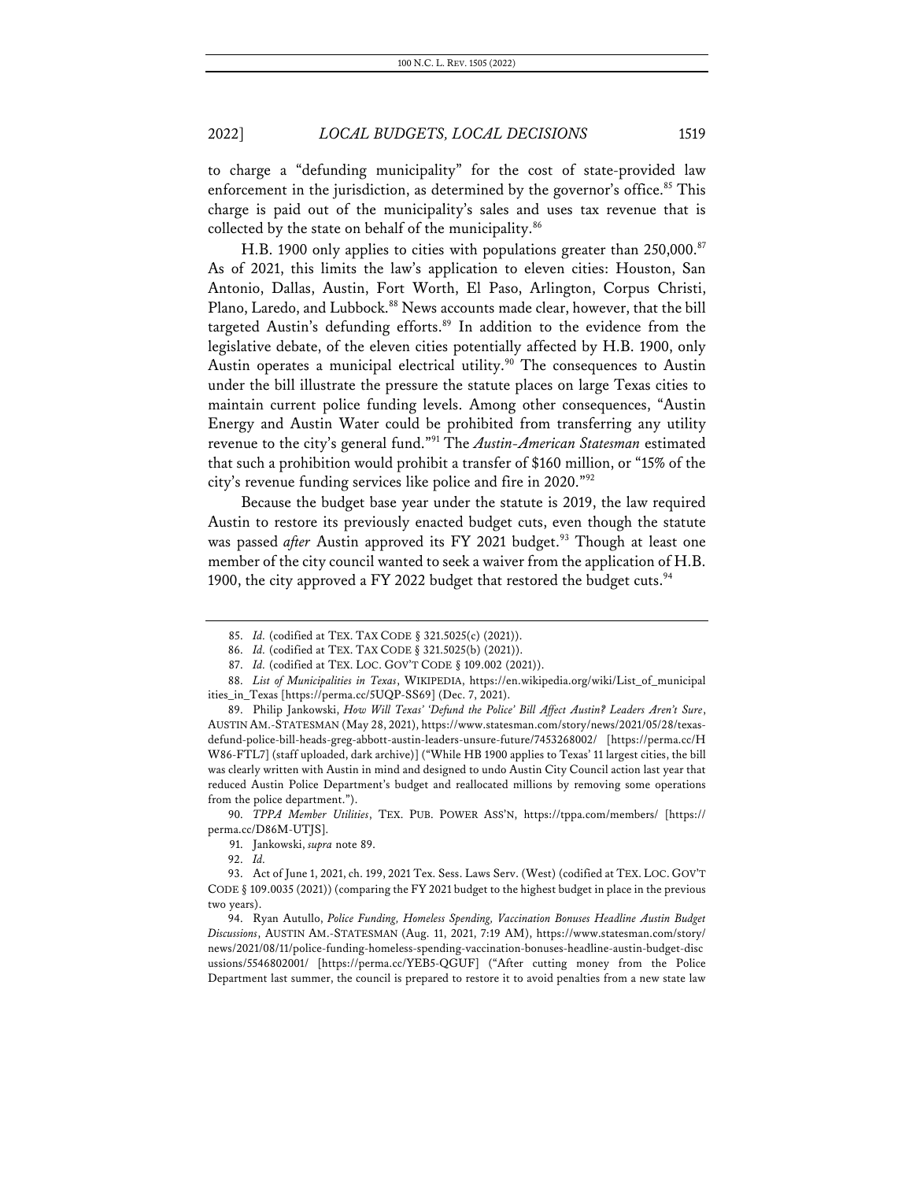to charge a "defunding municipality" for the cost of state-provided law enforcement in the jurisdiction, as determined by the governor's office.[85] This charge is paid out of the municipality's sales and uses tax revenue that is collected by the state on behalf of the municipality.[86]

H.B. 1900 only applies to cities with populations greater than 250,000.[87] As of 2021, this limits the law's application to eleven cities: Houston, San Antonio, Dallas, Austin, Fort Worth, El Paso, Arlington, Corpus Christi, Plano, Laredo, and Lubbock.[88] News accounts made clear, however, that the bill targeted Austin's defunding efforts.[89] In addition to the evidence from the legislative debate, of the eleven cities potentially affected by H.B. 1900, only Austin operates a municipal electrical utility.[90] The consequences to Austin under the bill illustrate the pressure the statute places on large Texas cities to maintain current police funding levels. Among other consequences, "Austin Energy and Austin Water could be prohibited from transferring any utility revenue to the city's general fund."[91] The *Austin-American Statesman* estimated that such a prohibition would prohibit a transfer of $160 million, or "15% of the city's revenue funding services like police and fire in 2020."[92]

Because the budget base year under the statute is 2019, the law required Austin to restore its previously enacted budget cuts, even though the statute was passed *after* Austin approved its FY 2021 budget.[93] Though at least one member of the city council wanted to seek a waiver from the application of H.B. 1900, the city approved a FY 2022 budget that restored the budget cuts.[94]

---

85. *Id.* (codified at TEX. TAX CODE § 321.5025(c) (2021)).

86. *Id.* (codified at TEX. TAX CODE § 321.5025(b) (2021)).

87. *Id.* (codified at TEX. LOC. GOV'T CODE § 109.002 (2021)).

88. *List of Municipalities in Texas*, WIKIPEDIA, https://en.wikipedia.org/wiki/List_of_municipalities_in_Texas [https://perma.cc/5UQP-SS69] (Dec. 7, 2021).

89. Philip Jankowski, *How Will Texas' 'Defund the Police' Bill Affect Austin? Leaders Aren't Sure*, AUSTIN AM.-STATESMAN (May 28, 2021), https://www.statesman.com/story/news/2021/05/28/texas-defund-police-bill-heads-greg-abbott-austin-leaders-unsure-future/7453268002/ [https://perma.cc/HW86-FTL7] (staff uploaded, dark archive)] ("While HB 1900 applies to Texas' 11 largest cities, the bill was clearly written with Austin in mind and designed to undo Austin City Council action last year that reduced Austin Police Department's budget and reallocated millions by removing some operations from the police department.").

90. *TPPA Member Utilities*, TEX. PUB. POWER ASS'N, https://tppa.com/members/ [https://perma.cc/D86M-UTJS].

91. Jankowski, *supra* note 89.

92. *Id.*

93. Act of June 1, 2021, ch. 199, 2021 Tex. Sess. Laws Serv. (West) (codified at TEX. LOC. GOV'T CODE § 109.0035 (2021)) (comparing the FY 2021 budget to the highest budget in place in the previous two years).

94. Ryan Autullo, *Police Funding, Homeless Spending, Vaccination Bonuses Headline Austin Budget Discussions*, AUSTIN AM.-STATESMAN (Aug. 11, 2021, 7:19 AM), https://www.statesman.com/story/news/2021/08/11/police-funding-homeless-spending-vaccination-bonuses-headline-austin-budget-discussions/5546802001/ [https://perma.cc/YEB5-QGUF] ("After cutting money from the Police Department last summer, the council is prepared to restore it to avoid penalties from a new state law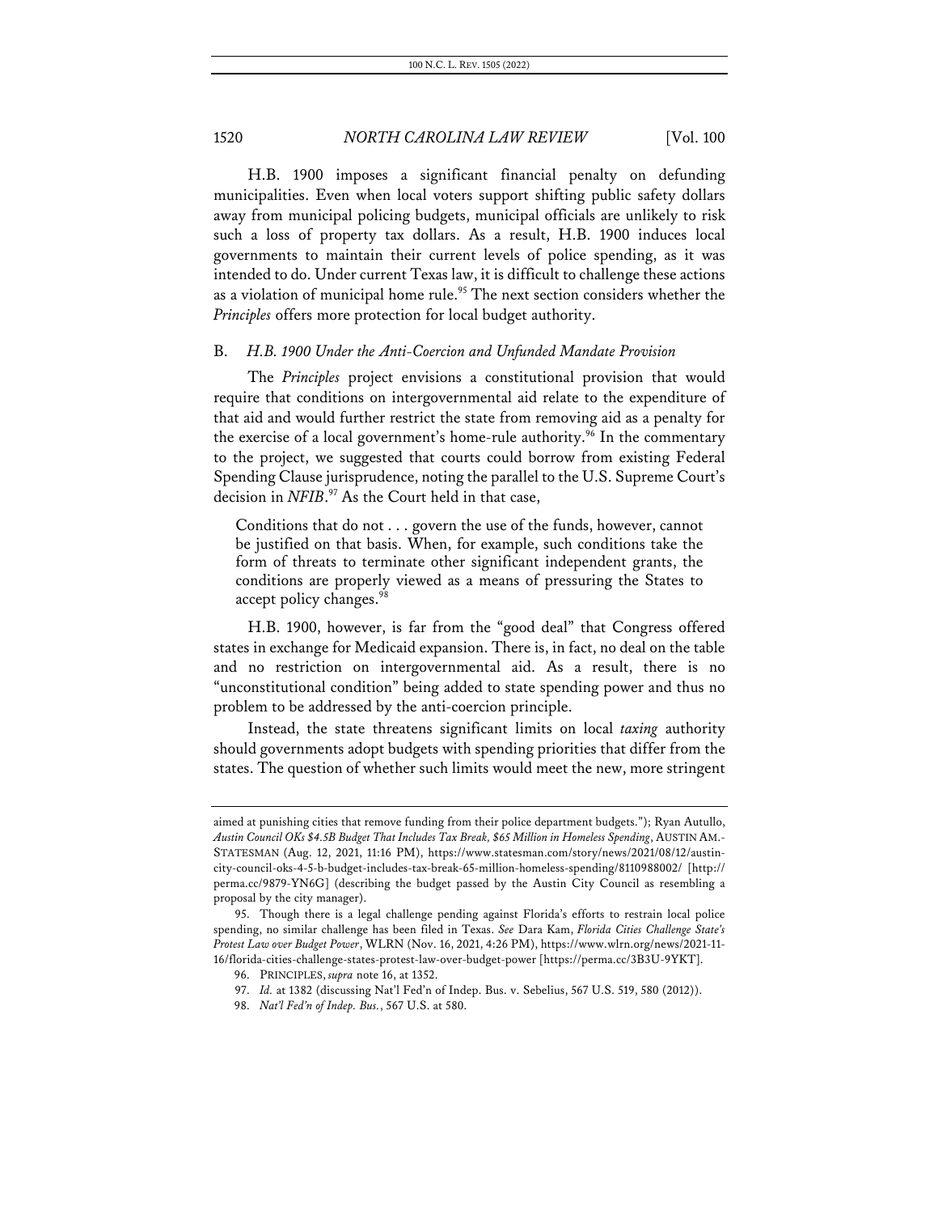H.B. 1900 imposes a significant financial penalty on defunding municipalities. Even when local voters support shifting public safety dollars away from municipal policing budgets, municipal officials are unlikely to risk such a loss of property tax dollars. As a result, H.B. 1900 induces local governments to maintain their current levels of police spending, as it was intended to do. Under current Texas law, it is difficult to challenge these actions as a violation of municipal home rule.[95] The next section considers whether the *Principles* offers more protection for local budget authority.

### B. *H.B. 1900 Under the Anti-Coercion and Unfunded Mandate Provision*

The *Principles* project envisions a constitutional provision that would require that conditions on intergovernmental aid relate to the expenditure of that aid and would further restrict the state from removing aid as a penalty for the exercise of a local government's home-rule authority.[96] In the commentary to the project, we suggested that courts could borrow from existing Federal Spending Clause jurisprudence, noting the parallel to the U.S. Supreme Court's decision in *NFIB*.[97] As the Court held in that case,

> Conditions that do not . . . govern the use of the funds, however, cannot be justified on that basis. When, for example, such conditions take the form of threats to terminate other significant independent grants, the conditions are properly viewed as a means of pressuring the States to accept policy changes.[98]

H.B. 1900, however, is far from the "good deal" that Congress offered states in exchange for Medicaid expansion. There is, in fact, no deal on the table and no restriction on intergovernmental aid. As a result, there is no "unconstitutional condition" being added to state spending power and thus no problem to be addressed by the anti-coercion principle.

Instead, the state threatens significant limits on local *taxing* authority should governments adopt budgets with spending priorities that differ from the states. The question of whether such limits would meet the new, more stringent

---

aimed at punishing cities that remove funding from their police department budgets."); Ryan Autullo, *Austin Council OKs $4.5B Budget That Includes Tax Break, $65 Million in Homeless Spending*, AUSTIN AM.-STATESMAN (Aug. 12, 2021, 11:16 PM), https://www.statesman.com/story/news/2021/08/12/austin-city-council-oks-4-5-b-budget-includes-tax-break-65-million-homeless-spending/8110988002/ [http://perma.cc/9879-YN6G] (describing the budget passed by the Austin City Council as resembling a proposal by the city manager).

95. Though there is a legal challenge pending against Florida's efforts to restrain local police spending, no similar challenge has been filed in Texas. *See* Dara Kam, *Florida Cities Challenge State's Protest Law over Budget Power*, WLRN (Nov. 16, 2021, 4:26 PM), https://www.wlrn.org/news/2021-11-16/florida-cities-challenge-states-protest-law-over-budget-power [https://perma.cc/3B3U-9YKT].

96. PRINCIPLES, *supra* note 16, at 1352.

97. *Id.* at 1382 (discussing Nat'l Fed'n of Indep. Bus. v. Sebelius, 567 U.S. 519, 580 (2012)).

98. *Nat'l Fed'n of Indep. Bus.*, 567 U.S. at 580.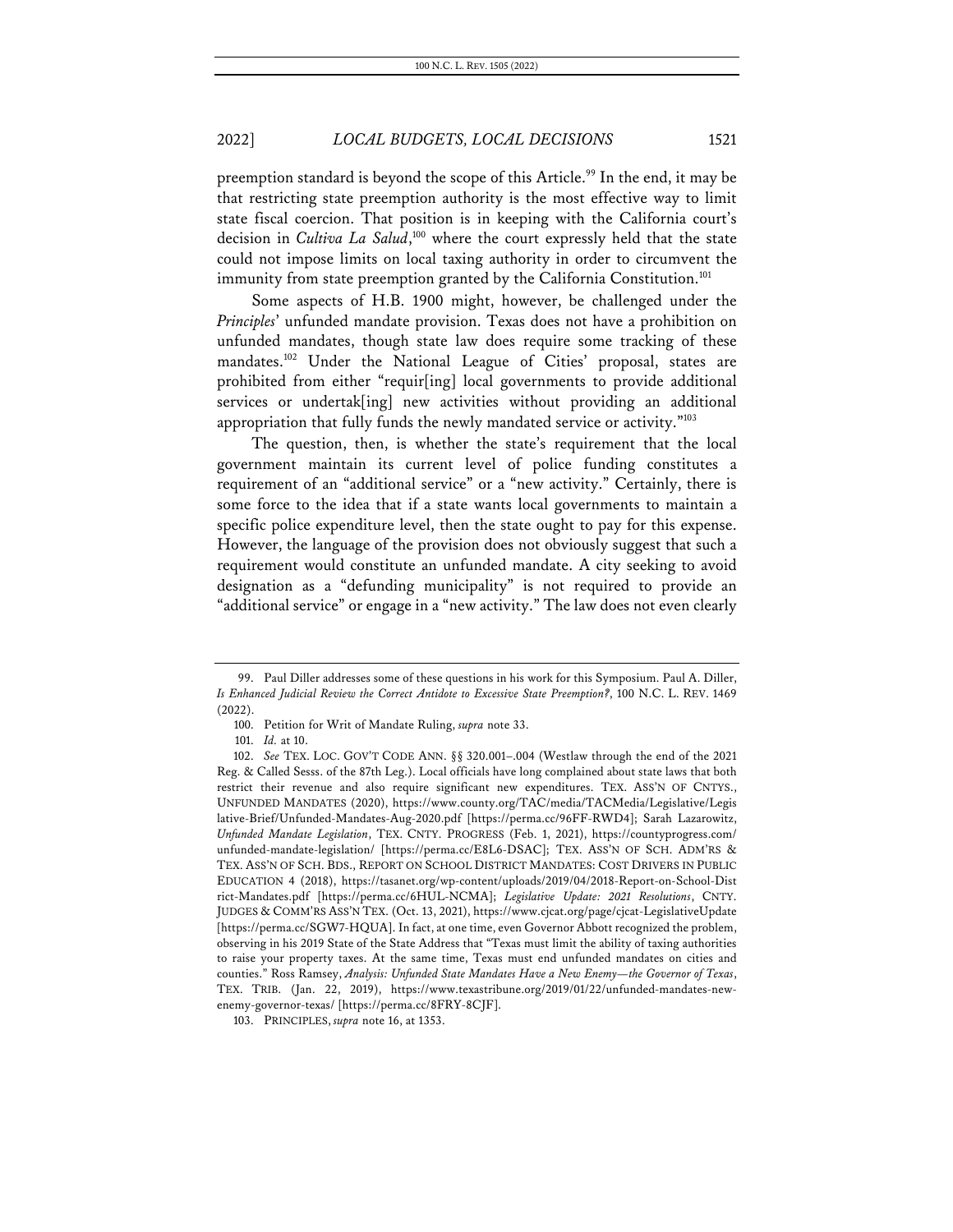preemption standard is beyond the scope of this Article.[99] In the end, it may be that restricting state preemption authority is the most effective way to limit state fiscal coercion. That position is in keeping with the California court's decision in *Cultiva La Salud*,[100] where the court expressly held that the state could not impose limits on local taxing authority in order to circumvent the immunity from state preemption granted by the California Constitution.[101]

Some aspects of H.B. 1900 might, however, be challenged under the *Principles*' unfunded mandate provision. Texas does not have a prohibition on unfunded mandates, though state law does require some tracking of these mandates.[102] Under the National League of Cities' proposal, states are prohibited from either "requir[ing] local governments to provide additional services or undertak[ing] new activities without providing an additional appropriation that fully funds the newly mandated service or activity."[103]

The question, then, is whether the state's requirement that the local government maintain its current level of police funding constitutes a requirement of an "additional service" or a "new activity." Certainly, there is some force to the idea that if a state wants local governments to maintain a specific police expenditure level, then the state ought to pay for this expense. However, the language of the provision does not obviously suggest that such a requirement would constitute an unfunded mandate. A city seeking to avoid designation as a "defunding municipality" is not required to provide an "additional service" or engage in a "new activity." The law does not even clearly

---

99. Paul Diller addresses some of these questions in his work for this Symposium. Paul A. Diller, *Is Enhanced Judicial Review the Correct Antidote to Excessive State Preemption?*, 100 N.C. L. REV. 1469 (2022).

100. Petition for Writ of Mandate Ruling, *supra* note 33.

101. *Id.* at 10.

102. *See* TEX. LOC. GOV'T CODE ANN. §§ 320.001–.004 (Westlaw through the end of the 2021 Reg. & Called Sesss. of the 87th Leg.). Local officials have long complained about state laws that both restrict their revenue and also require significant new expenditures. TEX. ASS'N OF CNTYS., UNFUNDED MANDATES (2020), https://www.county.org/TAC/media/TACMedia/Legislative/Legislative-Brief/Unfunded-Mandates-Aug-2020.pdf [https://perma.cc/96FF-RWD4]; Sarah Lazarowitz, *Unfunded Mandate Legislation*, TEX. CNTY. PROGRESS (Feb. 1, 2021), https://countyprogress.com/unfunded-mandate-legislation/ [https://perma.cc/E8L6-DSAC]; TEX. ASS'N OF SCH. ADM'RS & TEX. ASS'N OF SCH. BDS., REPORT ON SCHOOL DISTRICT MANDATES: COST DRIVERS IN PUBLIC EDUCATION 4 (2018), https://tasanet.org/wp-content/uploads/2019/04/2018-Report-on-School-District-Mandates.pdf [https://perma.cc/6HUL-NCMA]; *Legislative Update: 2021 Resolutions*, CNTY. JUDGES & COMM'RS ASS'N TEX. (Oct. 13, 2021), https://www.cjcat.org/page/cjcat-LegislativeUpdate [https://perma.cc/SGW7-HQUA]. In fact, at one time, even Governor Abbott recognized the problem, observing in his 2019 State of the State Address that "Texas must limit the ability of taxing authorities to raise your property taxes. At the same time, Texas must end unfunded mandates on cities and counties." Ross Ramsey, *Analysis: Unfunded State Mandates Have a New Enemy—the Governor of Texas*, TEX. TRIB. (Jan. 22, 2019), https://www.texastribune.org/2019/01/22/unfunded-mandates-new-enemy-governor-texas/ [https://perma.cc/8FRY-8CJF].

103. PRINCIPLES, *supra* note 16, at 1353.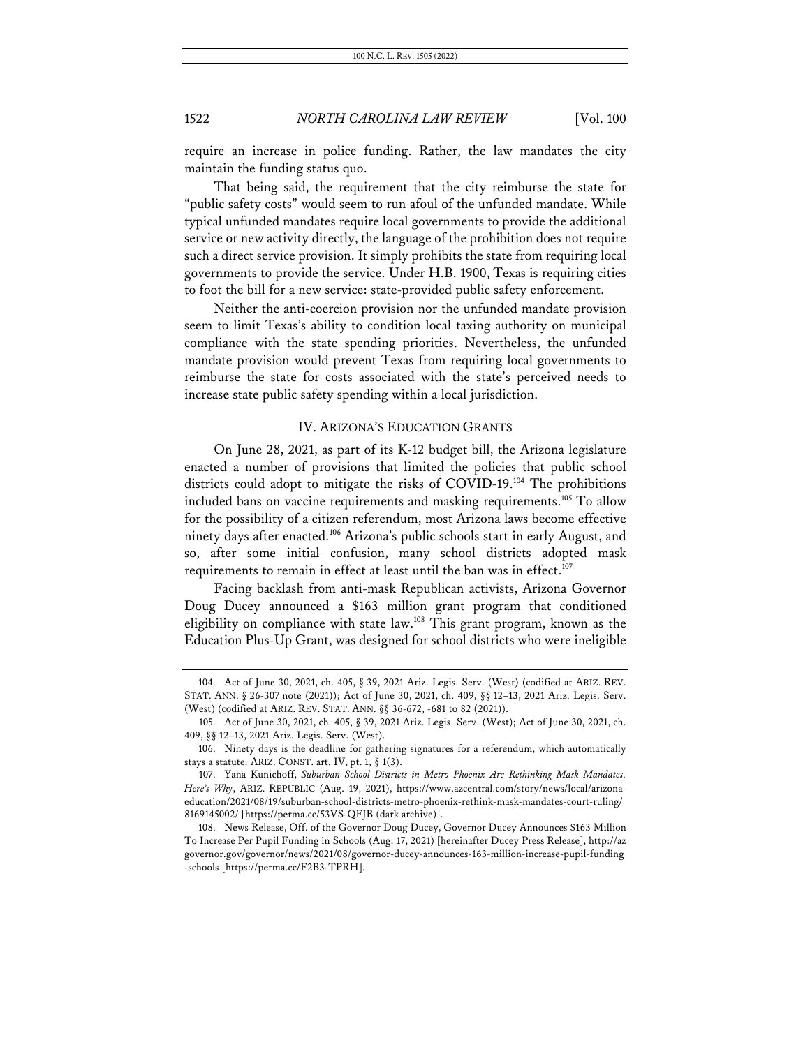require an increase in police funding. Rather, the law mandates the city maintain the funding status quo.

That being said, the requirement that the city reimburse the state for "public safety costs" would seem to run afoul of the unfunded mandate. While typical unfunded mandates require local governments to provide the additional service or new activity directly, the language of the prohibition does not require such a direct service provision. It simply prohibits the state from requiring local governments to provide the service. Under H.B. 1900, Texas is requiring cities to foot the bill for a new service: state-provided public safety enforcement.

Neither the anti-coercion provision nor the unfunded mandate provision seem to limit Texas's ability to condition local taxing authority on municipal compliance with the state spending priorities. Nevertheless, the unfunded mandate provision would prevent Texas from requiring local governments to reimburse the state for costs associated with the state's perceived needs to increase state public safety spending within a local jurisdiction.

## IV. ARIZONA'S EDUCATION GRANTS

On June 28, 2021, as part of its K-12 budget bill, the Arizona legislature enacted a number of provisions that limited the policies that public school districts could adopt to mitigate the risks of COVID-19.[104] The prohibitions included bans on vaccine requirements and masking requirements.[105] To allow for the possibility of a citizen referendum, most Arizona laws become effective ninety days after enacted.[106] Arizona's public schools start in early August, and so, after some initial confusion, many school districts adopted mask requirements to remain in effect at least until the ban was in effect.[107]

Facing backlash from anti-mask Republican activists, Arizona Governor Doug Ducey announced a $163 million grant program that conditioned eligibility on compliance with state law.[108] This grant program, known as the Education Plus-Up Grant, was designed for school districts who were ineligible

---

104. Act of June 30, 2021, ch. 405, § 39, 2021 Ariz. Legis. Serv. (West) (codified at ARIZ. REV. STAT. ANN. § 26-307 note (2021)); Act of June 30, 2021, ch. 409, §§ 12–13, 2021 Ariz. Legis. Serv. (West) (codified at ARIZ. REV. STAT. ANN. §§ 36-672, -681 to 82 (2021)).

105. Act of June 30, 2021, ch. 405, § 39, 2021 Ariz. Legis. Serv. (West); Act of June 30, 2021, ch. 409, §§ 12–13, 2021 Ariz. Legis. Serv. (West).

106. Ninety days is the deadline for gathering signatures for a referendum, which automatically stays a statute. ARIZ. CONST. art. IV, pt. 1, § 1(3).

107. Yana Kunichoff, *Suburban School Districts in Metro Phoenix Are Rethinking Mask Mandates. Here's Why*, ARIZ. REPUBLIC (Aug. 19, 2021), https://www.azcentral.com/story/news/local/arizona-education/2021/08/19/suburban-school-districts-metro-phoenix-rethink-mask-mandates-court-ruling/8169145002/ [https://perma.cc/53VS-QFJB (dark archive)].

108. News Release, Off. of the Governor Doug Ducey, Governor Ducey Announces $163 Million To Increase Per Pupil Funding in Schools (Aug. 17, 2021) [hereinafter Ducey Press Release], http://azgovernor.gov/governor/news/2021/08/governor-ducey-announces-163-million-increase-pupil-funding-schools [https://perma.cc/F2B3-TPRH].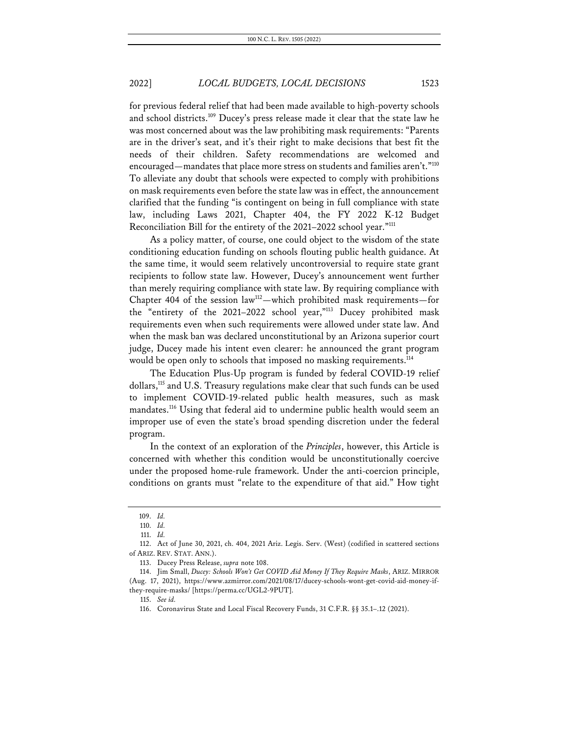for previous federal relief that had been made available to high-poverty schools and school districts.[109] Ducey's press release made it clear that the state law he was most concerned about was the law prohibiting mask requirements: "Parents are in the driver's seat, and it's their right to make decisions that best fit the needs of their children. Safety recommendations are welcomed and encouraged—mandates that place more stress on students and families aren't."[110] To alleviate any doubt that schools were expected to comply with prohibitions on mask requirements even before the state law was in effect, the announcement clarified that the funding "is contingent on being in full compliance with state law, including Laws 2021, Chapter 404, the FY 2022 K-12 Budget Reconciliation Bill for the entirety of the 2021–2022 school year."[111]

As a policy matter, of course, one could object to the wisdom of the state conditioning education funding on schools flouting public health guidance. At the same time, it would seem relatively uncontroversial to require state grant recipients to follow state law. However, Ducey's announcement went further than merely requiring compliance with state law. By requiring compliance with Chapter 404 of the session law[112]—which prohibited mask requirements—for the "entirety of the 2021–2022 school year,"[113] Ducey prohibited mask requirements even when such requirements were allowed under state law. And when the mask ban was declared unconstitutional by an Arizona superior court judge, Ducey made his intent even clearer: he announced the grant program would be open only to schools that imposed no masking requirements.[114]

The Education Plus-Up program is funded by federal COVID-19 relief dollars,[115] and U.S. Treasury regulations make clear that such funds can be used to implement COVID-19-related public health measures, such as mask mandates.[116] Using that federal aid to undermine public health would seem an improper use of even the state's broad spending discretion under the federal program.

In the context of an exploration of the *Principles*, however, this Article is concerned with whether this condition would be unconstitutionally coercive under the proposed home-rule framework. Under the anti-coercion principle, conditions on grants must "relate to the expenditure of that aid." How tight

---

109. *Id.*

110. *Id.*

111. *Id.*

112. Act of June 30, 2021, ch. 404, 2021 Ariz. Legis. Serv. (West) (codified in scattered sections of ARIZ. REV. STAT. ANN.).

113. Ducey Press Release, *supra* note 108.

114. Jim Small, *Ducey: Schools Won't Get COVID Aid Money If They Require Masks*, ARIZ. MIRROR (Aug. 17, 2021), https://www.azmirror.com/2021/08/17/ducey-schools-wont-get-covid-aid-money-if-they-require-masks/ [https://perma.cc/UGL2-9PUT].

115. *See id.*

116. Coronavirus State and Local Fiscal Recovery Funds, 31 C.F.R. §§ 35.1–.12 (2021).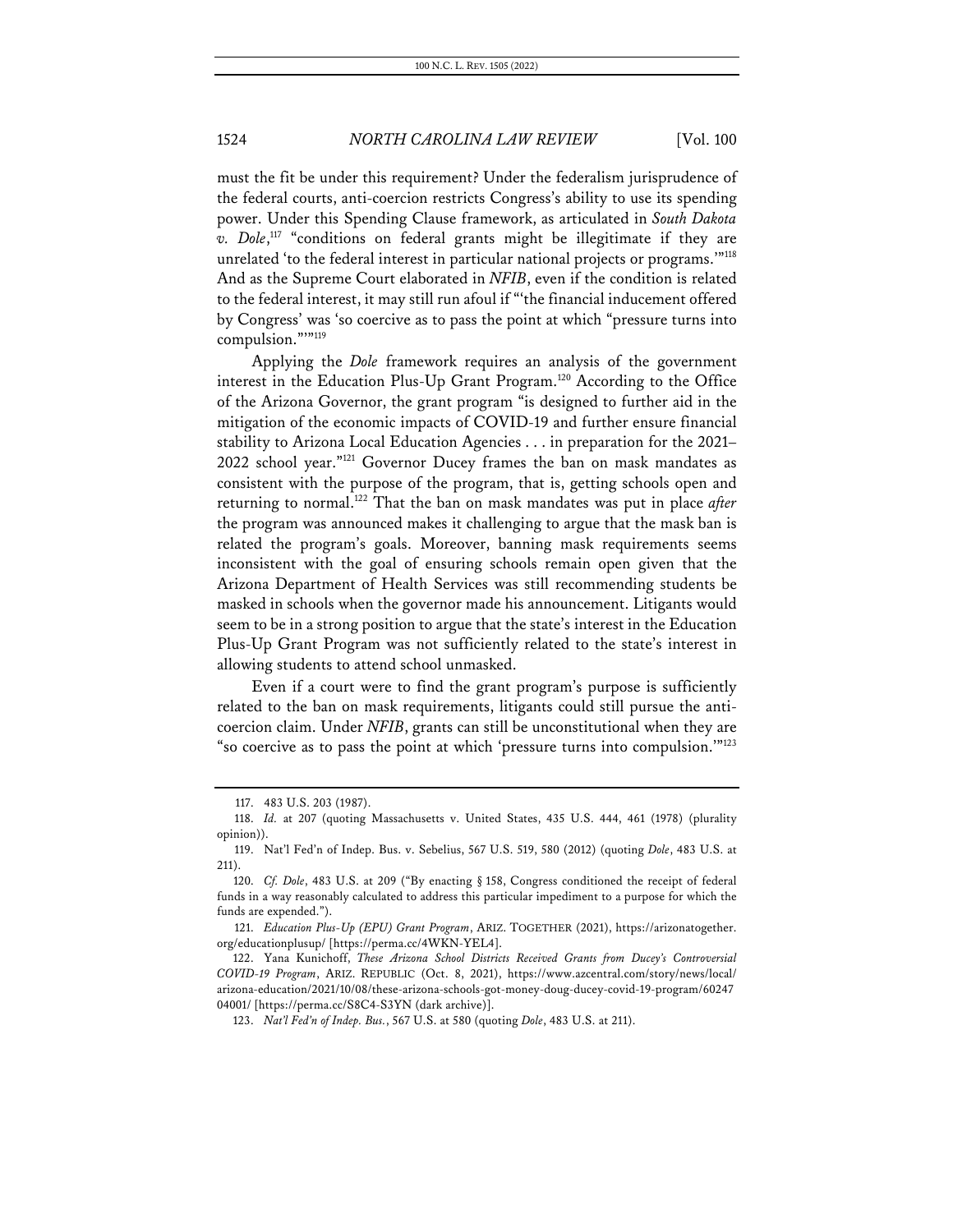must the fit be under this requirement? Under the federalism jurisprudence of the federal courts, anti-coercion restricts Congress's ability to use its spending power. Under this Spending Clause framework, as articulated in *South Dakota v. Dole*,[117] "conditions on federal grants might be illegitimate if they are unrelated 'to the federal interest in particular national projects or programs.'"[118] And as the Supreme Court elaborated in *NFIB*, even if the condition is related to the federal interest, it may still run afoul if "'the financial inducement offered by Congress' was 'so coercive as to pass the point at which "pressure turns into compulsion."'"[119]

Applying the *Dole* framework requires an analysis of the government interest in the Education Plus-Up Grant Program.[120] According to the Office of the Arizona Governor, the grant program "is designed to further aid in the mitigation of the economic impacts of COVID-19 and further ensure financial stability to Arizona Local Education Agencies . . . in preparation for the 2021–2022 school year."[121] Governor Ducey frames the ban on mask mandates as consistent with the purpose of the program, that is, getting schools open and returning to normal.[122] That the ban on mask mandates was put in place *after* the program was announced makes it challenging to argue that the mask ban is related the program's goals. Moreover, banning mask requirements seems inconsistent with the goal of ensuring schools remain open given that the Arizona Department of Health Services was still recommending students be masked in schools when the governor made his announcement. Litigants would seem to be in a strong position to argue that the state's interest in the Education Plus-Up Grant Program was not sufficiently related to the state's interest in allowing students to attend school unmasked.

Even if a court were to find the grant program's purpose is sufficiently related to the ban on mask requirements, litigants could still pursue the anti-coercion claim. Under *NFIB*, grants can still be unconstitutional when they are "so coercive as to pass the point at which 'pressure turns into compulsion.'"[123]

---

117. 483 U.S. 203 (1987).

118. *Id.* at 207 (quoting Massachusetts v. United States, 435 U.S. 444, 461 (1978) (plurality opinion)).

119. Nat'l Fed'n of Indep. Bus. v. Sebelius, 567 U.S. 519, 580 (2012) (quoting *Dole*, 483 U.S. at 211).

120. *Cf. Dole*, 483 U.S. at 209 ("By enacting § 158, Congress conditioned the receipt of federal funds in a way reasonably calculated to address this particular impediment to a purpose for which the funds are expended.").

121. *Education Plus-Up (EPU) Grant Program*, ARIZ. TOGETHER (2021), https://arizonatogether.org/educationplusup/ [https://perma.cc/4WKN-YEL4].

122. Yana Kunichoff, *These Arizona School Districts Received Grants from Ducey's Controversial COVID-19 Program*, ARIZ. REPUBLIC (Oct. 8, 2021), https://www.azcentral.com/story/news/local/arizona-education/2021/10/08/these-arizona-schools-got-money-doug-ducey-covid-19-program/6024704001/ [https://perma.cc/S8C4-S3YN (dark archive)].

123. *Nat'l Fed'n of Indep. Bus.*, 567 U.S. at 580 (quoting *Dole*, 483 U.S. at 211).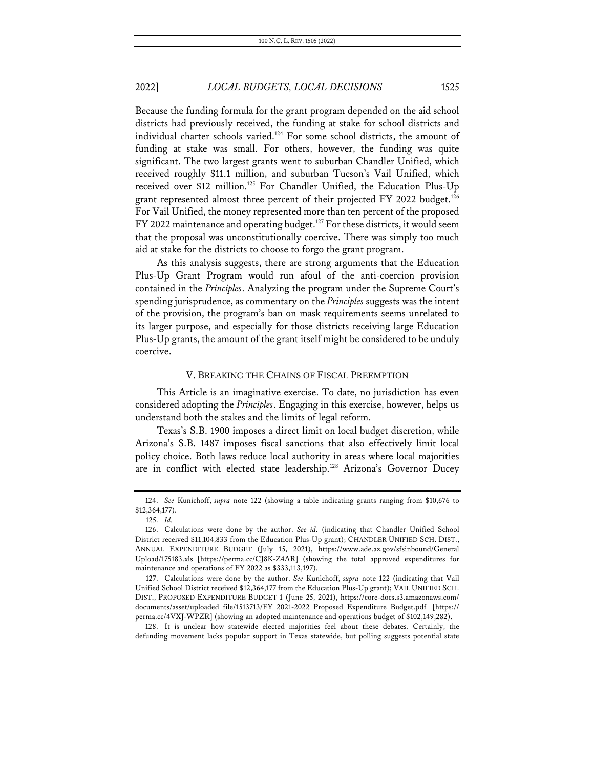Because the funding formula for the grant program depended on the aid school districts had previously received, the funding at stake for school districts and individual charter schools varied.[124] For some school districts, the amount of funding at stake was small. For others, however, the funding was quite significant. The two largest grants went to suburban Chandler Unified, which received roughly $11.1 million, and suburban Tucson's Vail Unified, which received over $12 million.[125] For Chandler Unified, the Education Plus-Up grant represented almost three percent of their projected FY 2022 budget.[126] For Vail Unified, the money represented more than ten percent of the proposed FY 2022 maintenance and operating budget.[127] For these districts, it would seem that the proposal was unconstitutionally coercive. There was simply too much aid at stake for the districts to choose to forgo the grant program.

As this analysis suggests, there are strong arguments that the Education Plus-Up Grant Program would run afoul of the anti-coercion provision contained in the *Principles*. Analyzing the program under the Supreme Court's spending jurisprudence, as commentary on the *Principles* suggests was the intent of the provision, the program's ban on mask requirements seems unrelated to its larger purpose, and especially for those districts receiving large Education Plus-Up grants, the amount of the grant itself might be considered to be unduly coercive.

## V. BREAKING THE CHAINS OF FISCAL PREEMPTION

This Article is an imaginative exercise. To date, no jurisdiction has even considered adopting the *Principles*. Engaging in this exercise, however, helps us understand both the stakes and the limits of legal reform.

Texas's S.B. 1900 imposes a direct limit on local budget discretion, while Arizona's S.B. 1487 imposes fiscal sanctions that also effectively limit local policy choice. Both laws reduce local authority in areas where local majorities are in conflict with elected state leadership.[128] Arizona's Governor Ducey

---

124. *See* Kunichoff, *supra* note 122 (showing a table indicating grants ranging from $10,676 to $12,364,177).

125. *Id.*

126. Calculations were done by the author. *See id.* (indicating that Chandler Unified School District received $11,104,833 from the Education Plus-Up grant); CHANDLER UNIFIED SCH. DIST., ANNUAL EXPENDITURE BUDGET (July 15, 2021), https://www.ade.az.gov/sfsinbound/General Upload/175183.xls [https://perma.cc/CJ8K-Z4AR] (showing the total approved expenditures for maintenance and operations of FY 2022 as $333,113,197).

127. Calculations were done by the author. *See* Kunichoff, *supra* note 122 (indicating that Vail Unified School District received $12,364,177 from the Education Plus-Up grant); VAIL UNIFIED SCH. DIST., PROPOSED EXPENDITURE BUDGET 1 (June 25, 2021), https://core-docs.s3.amazonaws.com/documents/asset/uploaded_file/1513713/FY_2021-2022_Proposed_Expenditure_Budget.pdf [https://perma.cc/4VXJ-WPZR] (showing an adopted maintenance and operations budget of $102,149,282).

128. It is unclear how statewide elected majorities feel about these debates. Certainly, the defunding movement lacks popular support in Texas statewide, but polling suggests potential state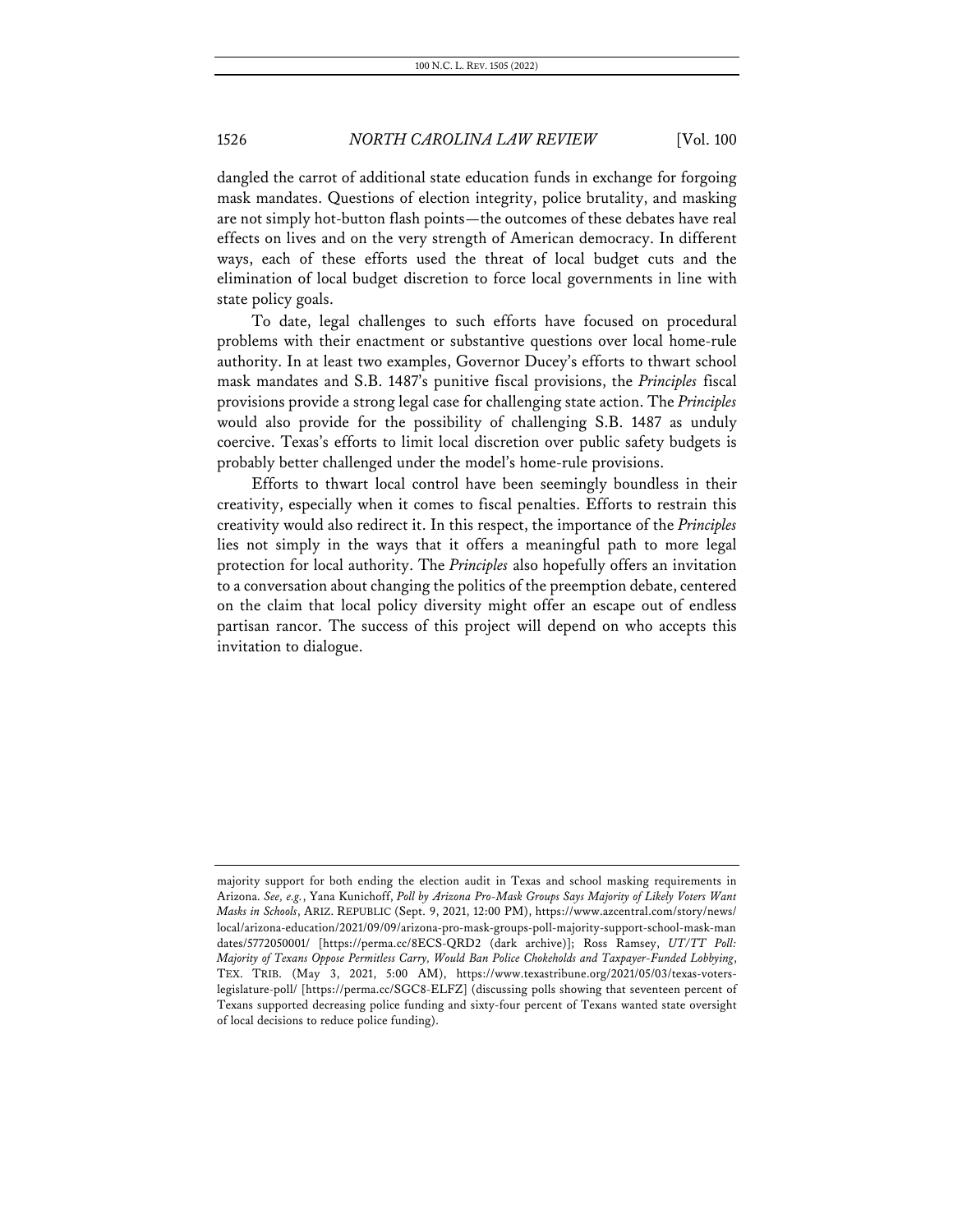dangled the carrot of additional state education funds in exchange for forgoing mask mandates. Questions of election integrity, police brutality, and masking are not simply hot-button flash points—the outcomes of these debates have real effects on lives and on the very strength of American democracy. In different ways, each of these efforts used the threat of local budget cuts and the elimination of local budget discretion to force local governments in line with state policy goals.

To date, legal challenges to such efforts have focused on procedural problems with their enactment or substantive questions over local home-rule authority. In at least two examples, Governor Ducey's efforts to thwart school mask mandates and S.B. 1487's punitive fiscal provisions, the *Principles* fiscal provisions provide a strong legal case for challenging state action. The *Principles* would also provide for the possibility of challenging S.B. 1487 as unduly coercive. Texas's efforts to limit local discretion over public safety budgets is probably better challenged under the model's home-rule provisions.

Efforts to thwart local control have been seemingly boundless in their creativity, especially when it comes to fiscal penalties. Efforts to restrain this creativity would also redirect it. In this respect, the importance of the *Principles* lies not simply in the ways that it offers a meaningful path to more legal protection for local authority. The *Principles* also hopefully offers an invitation to a conversation about changing the politics of the preemption debate, centered on the claim that local policy diversity might offer an escape out of endless partisan rancor. The success of this project will depend on who accepts this invitation to dialogue.

---

majority support for both ending the election audit in Texas and school masking requirements in Arizona. *See, e.g.*, Yana Kunichoff, *Poll by Arizona Pro-Mask Groups Says Majority of Likely Voters Want Masks in Schools*, ARIZ. REPUBLIC (Sept. 9, 2021, 12:00 PM), https://www.azcentral.com/story/news/local/arizona-education/2021/09/09/arizona-pro-mask-groups-poll-majority-support-school-mask-mandates/5772050001/ [https://perma.cc/8ECS-QRD2 (dark archive)]; Ross Ramsey, *UT/TT Poll: Majority of Texans Oppose Permitless Carry, Would Ban Police Chokeholds and Taxpayer-Funded Lobbying*, TEX. TRIB. (May 3, 2021, 5:00 AM), https://www.texastribune.org/2021/05/03/texas-voters-legislature-poll/ [https://perma.cc/SGC8-ELFZ] (discussing polls showing that seventeen percent of Texans supported decreasing police funding and sixty-four percent of Texans wanted state oversight of local decisions to reduce police funding).